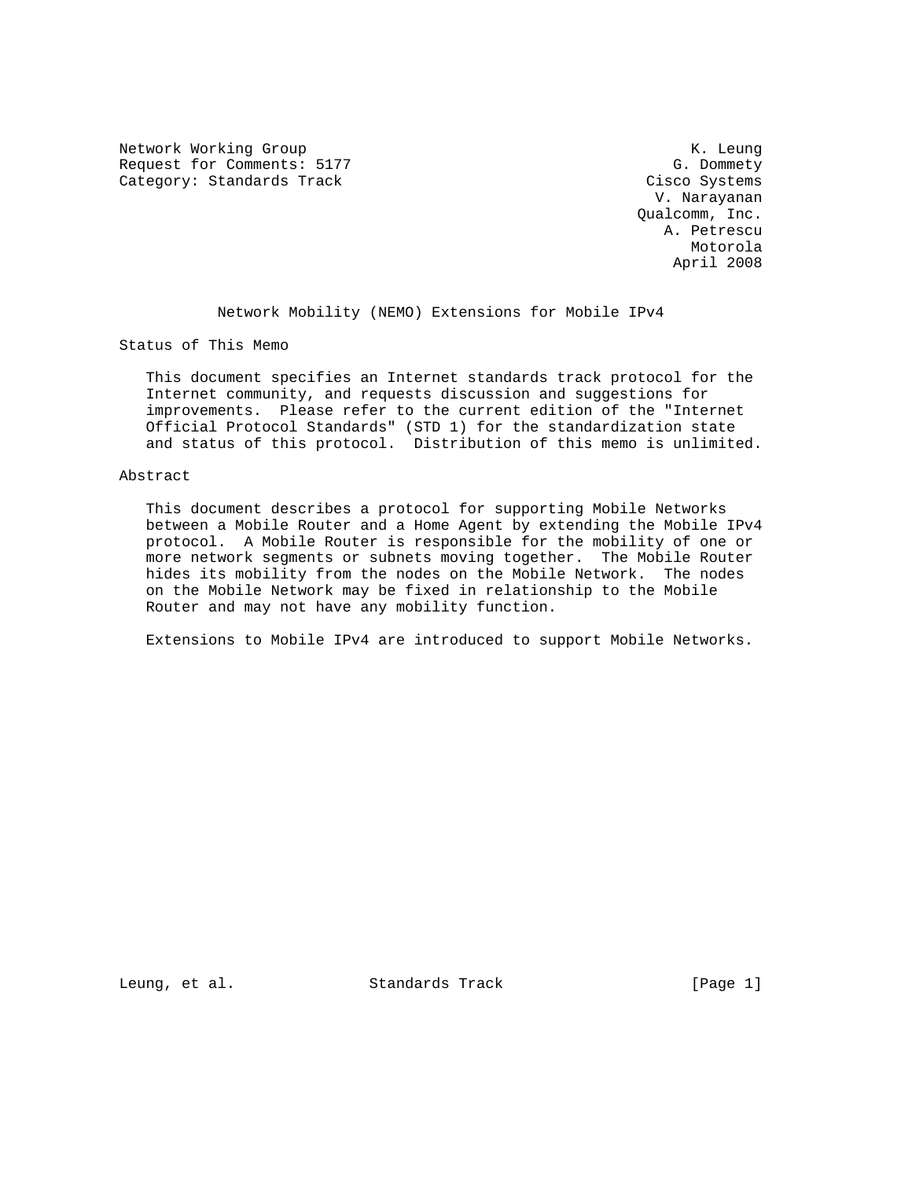Network Working Group K. Leung
Request for Comments: 5177 G. Dommety
Category: Standards Track Cisco Systems
V. Narayanan
Qualcomm, Inc.
A. Petrescu
Motorola
April 2008

# Network Mobility (NEMO) Extensions for Mobile IPv4

## Status of This Memo

This document specifies an Internet standards track protocol for the Internet community, and requests discussion and suggestions for improvements. Please refer to the current edition of the "Internet Official Protocol Standards" (STD 1) for the standardization state and status of this protocol. Distribution of this memo is unlimited.

## Abstract

This document describes a protocol for supporting Mobile Networks between a Mobile Router and a Home Agent by extending the Mobile IPv4 protocol. A Mobile Router is responsible for the mobility of one or more network segments or subnets moving together. The Mobile Router hides its mobility from the nodes on the Mobile Network. The nodes on the Mobile Network may be fixed in relationship to the Mobile Router and may not have any mobility function.

Extensions to Mobile IPv4 are introduced to support Mobile Networks.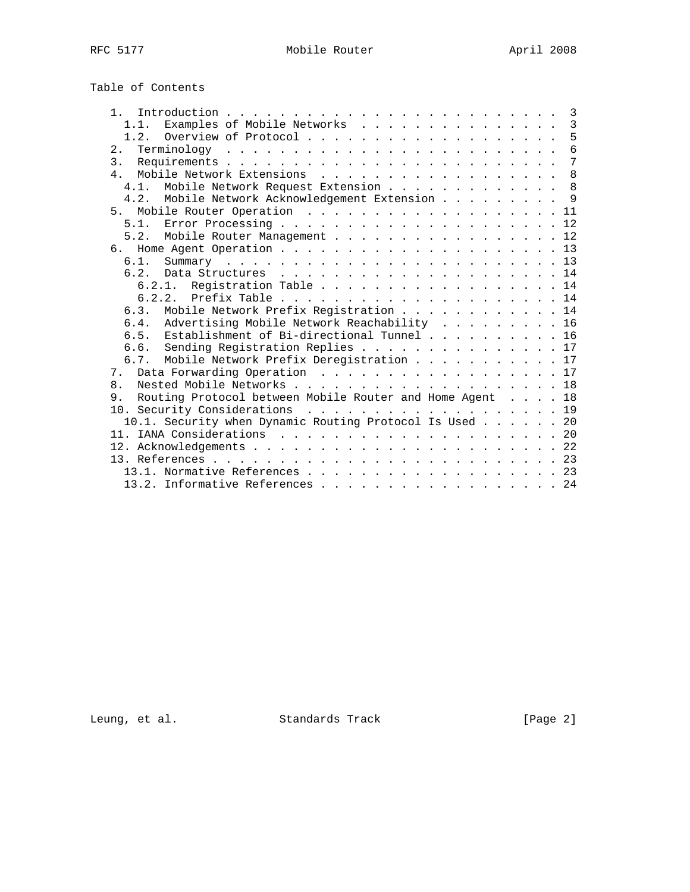## Table of Contents

```
   1.  Introduction . . . . . . . . . . . . . . . . . . . . . . . . .  3
     1.1.  Examples of Mobile Networks  . . . . . . . . . . . . . . .  3
     1.2.  Overview of Protocol . . . . . . . . . . . . . . . . . . .  5
   2.  Terminology  . . . . . . . . . . . . . . . . . . . . . . . . .  6
   3.  Requirements . . . . . . . . . . . . . . . . . . . . . . . . .  7
   4.  Mobile Network Extensions  . . . . . . . . . . . . . . . . . .  8
     4.1.  Mobile Network Request Extension . . . . . . . . . . . . .  8
     4.2.  Mobile Network Acknowledgement Extension . . . . . . . . .  9
   5.  Mobile Router Operation  . . . . . . . . . . . . . . . . . . . 11
     5.1.  Error Processing . . . . . . . . . . . . . . . . . . . . . 12
     5.2.  Mobile Router Management . . . . . . . . . . . . . . . . . 12
   6.  Home Agent Operation . . . . . . . . . . . . . . . . . . . . . 13
     6.1.  Summary  . . . . . . . . . . . . . . . . . . . . . . . . . 13
     6.2.  Data Structures  . . . . . . . . . . . . . . . . . . . . . 14
       6.2.1.  Registration Table . . . . . . . . . . . . . . . . . . 14
       6.2.2.  Prefix Table . . . . . . . . . . . . . . . . . . . . . 14
     6.3.  Mobile Network Prefix Registration . . . . . . . . . . . . 14
     6.4.  Advertising Mobile Network Reachability  . . . . . . . . . 16
     6.5.  Establishment of Bi-directional Tunnel . . . . . . . . . . 16
     6.6.  Sending Registration Replies . . . . . . . . . . . . . . . 17
     6.7.  Mobile Network Prefix Deregistration . . . . . . . . . . . 17
   7.  Data Forwarding Operation  . . . . . . . . . . . . . . . . . . 17
   8.  Nested Mobile Networks . . . . . . . . . . . . . . . . . . . . 18
   9.  Routing Protocol between Mobile Router and Home Agent  . . . . 18
   10. Security Considerations  . . . . . . . . . . . . . . . . . . . 19
     10.1. Security when Dynamic Routing Protocol Is Used . . . . . . 20
   11. IANA Considerations  . . . . . . . . . . . . . . . . . . . . . 20
   12. Acknowledgements . . . . . . . . . . . . . . . . . . . . . . . 22
   13. References . . . . . . . . . . . . . . . . . . . . . . . . . . 23
     13.1. Normative References . . . . . . . . . . . . . . . . . . . 23
     13.2. Informative References . . . . . . . . . . . . . . . . . . 24
```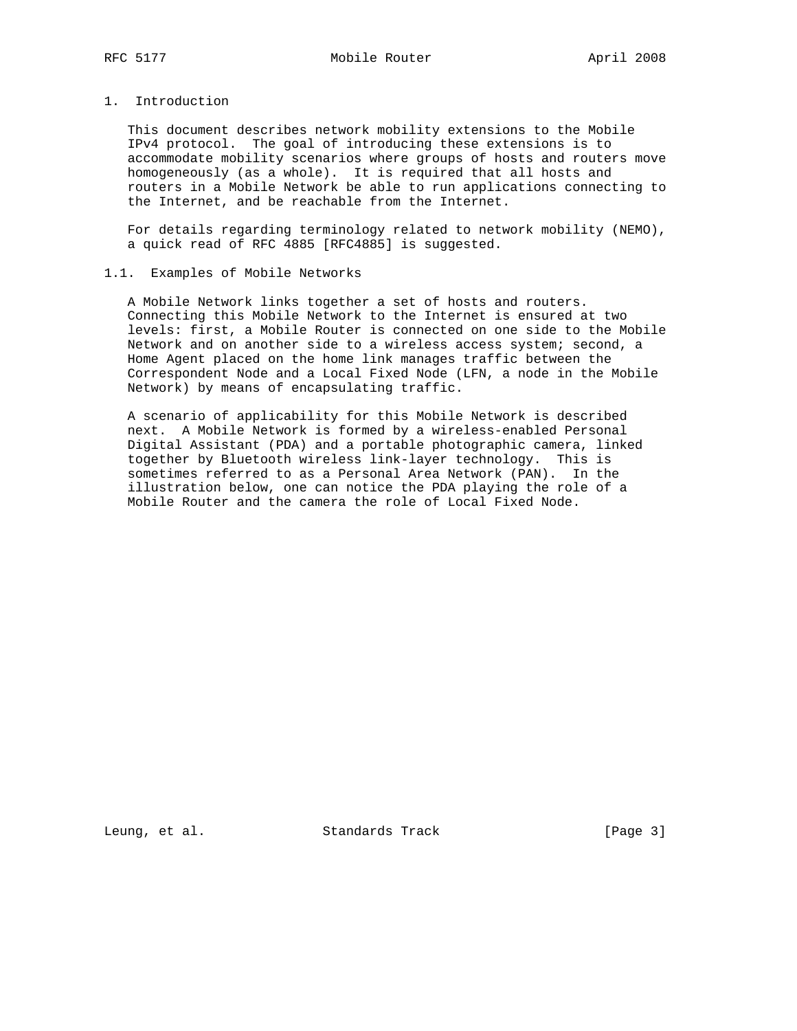# 1. Introduction

This document describes network mobility extensions to the Mobile IPv4 protocol. The goal of introducing these extensions is to accommodate mobility scenarios where groups of hosts and routers move homogeneously (as a whole). It is required that all hosts and routers in a Mobile Network be able to run applications connecting to the Internet, and be reachable from the Internet.

For details regarding terminology related to network mobility (NEMO), a quick read of RFC 4885 [RFC4885] is suggested.

## 1.1. Examples of Mobile Networks

A Mobile Network links together a set of hosts and routers. Connecting this Mobile Network to the Internet is ensured at two levels: first, a Mobile Router is connected on one side to the Mobile Network and on another side to a wireless access system; second, a Home Agent placed on the home link manages traffic between the Correspondent Node and a Local Fixed Node (LFN, a node in the Mobile Network) by means of encapsulating traffic.

A scenario of applicability for this Mobile Network is described next. A Mobile Network is formed by a wireless-enabled Personal Digital Assistant (PDA) and a portable photographic camera, linked together by Bluetooth wireless link-layer technology. This is sometimes referred to as a Personal Area Network (PAN). In the illustration below, one can notice the PDA playing the role of a Mobile Router and the camera the role of Local Fixed Node.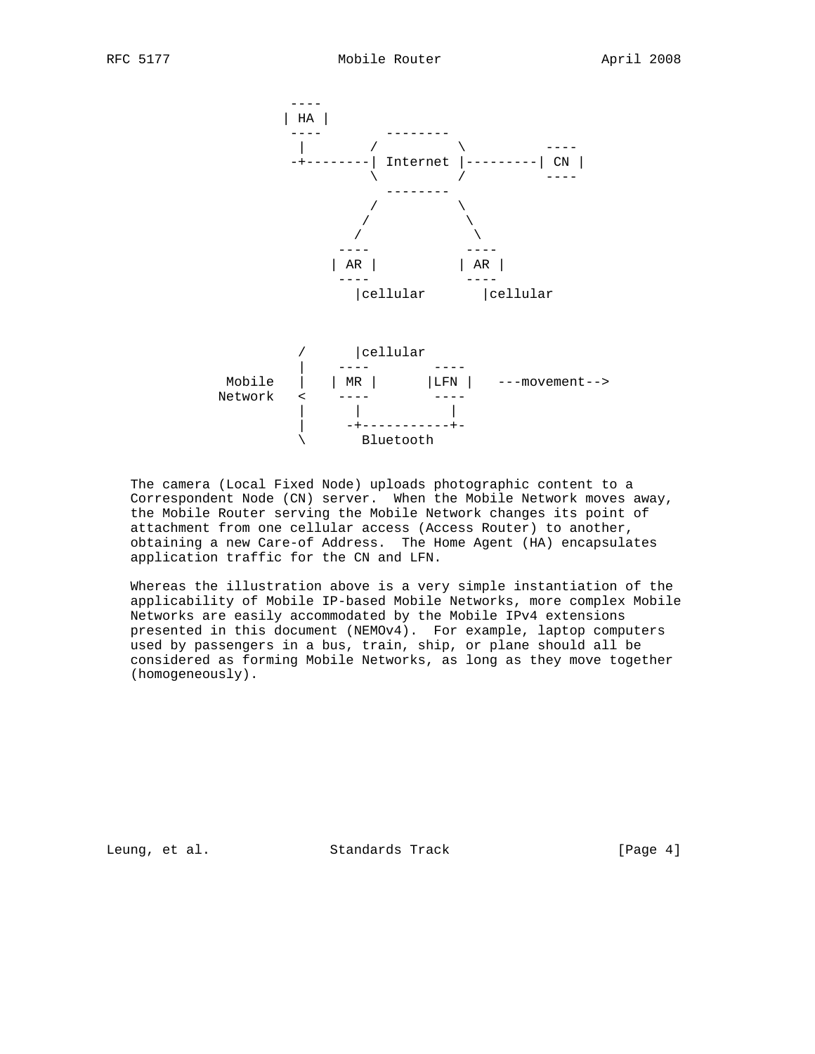```
                  ----
                 | HA |
                  ----         --------
                   |          /        \          ----
                  -+--------| Internet |---------| CN |
                             \        /          ----
                               --------
                              /        \
                             /          \
                            /            \
                          ----          ----
                         | AR |        | AR |
                          ----          ----
                            |cellular     |cellular


                   /        |cellular
                   |      ----        ----
          Mobile   |     | MR |      |LFN |   ---movement-->
          Network  <      ----        ----
                   |        |           |
                   |       -+-----------+-
                   \          Bluetooth
```

The camera (Local Fixed Node) uploads photographic content to a Correspondent Node (CN) server. When the Mobile Network moves away, the Mobile Router serving the Mobile Network changes its point of attachment from one cellular access (Access Router) to another, obtaining a new Care-of Address. The Home Agent (HA) encapsulates application traffic for the CN and LFN.

Whereas the illustration above is a very simple instantiation of the applicability of Mobile IP-based Mobile Networks, more complex Mobile Networks are easily accommodated by the Mobile IPv4 extensions presented in this document (NEMOv4). For example, laptop computers used by passengers in a bus, train, ship, or plane should all be considered as forming Mobile Networks, as long as they move together (homogeneously).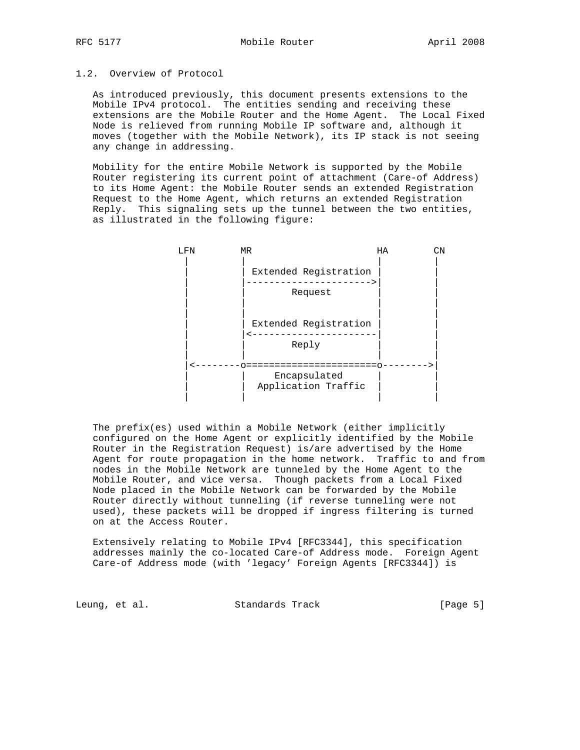## 1.2. Overview of Protocol

As introduced previously, this document presents extensions to the Mobile IPv4 protocol. The entities sending and receiving these extensions are the Mobile Router and the Home Agent. The Local Fixed Node is relieved from running Mobile IP software and, although it moves (together with the Mobile Network), its IP stack is not seeing any change in addressing.

Mobility for the entire Mobile Network is supported by the Mobile Router registering its current point of attachment (Care-of Address) to its Home Agent: the Mobile Router sends an extended Registration Request to the Home Agent, which returns an extended Registration Reply. This signaling sets up the tunnel between the two entities, as illustrated in the following figure:

```
   LFN        MR                    HA        CN
    |         |                      |         |
    |         | Extended Registration |         |
    |         |---------------------->|         |
    |         |        Request       |         |
    |         |                      |         |
    |         |                      |         |
    |         | Extended Registration |         |
    |         |<----------------------|         |
    |         |        Reply         |         |
    |         |                      |         |
    |<--------o======================o-------->|
    |         |      Encapsulated    |         |
    |         |  Application Traffic |         |
    |         |                      |         |
```

The prefix(es) used within a Mobile Network (either implicitly configured on the Home Agent or explicitly identified by the Mobile Router in the Registration Request) is/are advertised by the Home Agent for route propagation in the home network. Traffic to and from nodes in the Mobile Network are tunneled by the Home Agent to the Mobile Router, and vice versa. Though packets from a Local Fixed Node placed in the Mobile Network can be forwarded by the Mobile Router directly without tunneling (if reverse tunneling were not used), these packets will be dropped if ingress filtering is turned on at the Access Router.

Extensively relating to Mobile IPv4 [RFC3344], this specification addresses mainly the co-located Care-of Address mode. Foreign Agent Care-of Address mode (with 'legacy' Foreign Agents [RFC3344]) is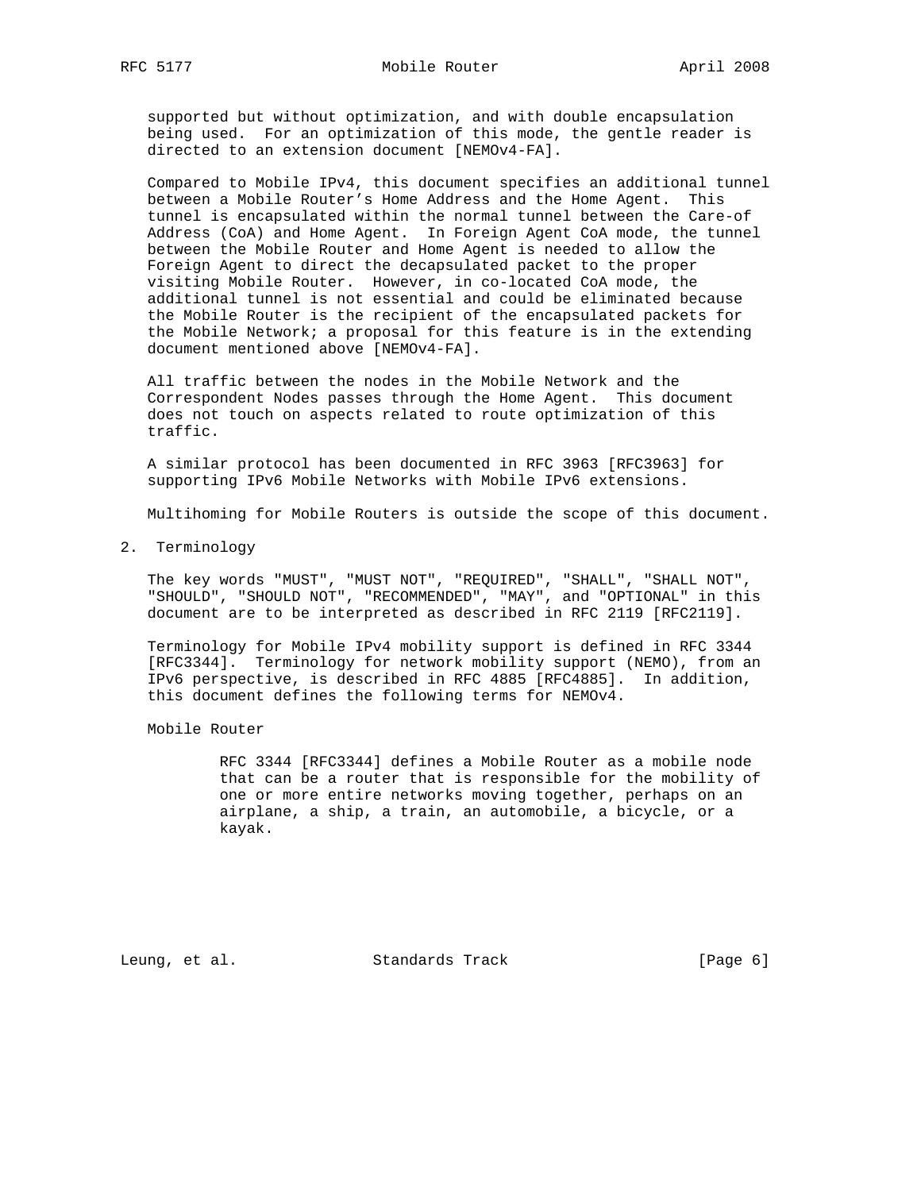supported but without optimization, and with double encapsulation being used. For an optimization of this mode, the gentle reader is directed to an extension document [NEMOv4-FA].

Compared to Mobile IPv4, this document specifies an additional tunnel between a Mobile Router's Home Address and the Home Agent. This tunnel is encapsulated within the normal tunnel between the Care-of Address (CoA) and Home Agent. In Foreign Agent CoA mode, the tunnel between the Mobile Router and Home Agent is needed to allow the Foreign Agent to direct the decapsulated packet to the proper visiting Mobile Router. However, in co-located CoA mode, the additional tunnel is not essential and could be eliminated because the Mobile Router is the recipient of the encapsulated packets for the Mobile Network; a proposal for this feature is in the extending document mentioned above [NEMOv4-FA].

All traffic between the nodes in the Mobile Network and the Correspondent Nodes passes through the Home Agent. This document does not touch on aspects related to route optimization of this traffic.

A similar protocol has been documented in RFC 3963 [RFC3963] for supporting IPv6 Mobile Networks with Mobile IPv6 extensions.

Multihoming for Mobile Routers is outside the scope of this document.

## 2. Terminology

The key words "MUST", "MUST NOT", "REQUIRED", "SHALL", "SHALL NOT", "SHOULD", "SHOULD NOT", "RECOMMENDED", "MAY", and "OPTIONAL" in this document are to be interpreted as described in RFC 2119 [RFC2119].

Terminology for Mobile IPv4 mobility support is defined in RFC 3344 [RFC3344]. Terminology for network mobility support (NEMO), from an IPv6 perspective, is described in RFC 4885 [RFC4885]. In addition, this document defines the following terms for NEMOv4.

Mobile Router

> RFC 3344 [RFC3344] defines a Mobile Router as a mobile node that can be a router that is responsible for the mobility of one or more entire networks moving together, perhaps on an airplane, a ship, a train, an automobile, a bicycle, or a kayak.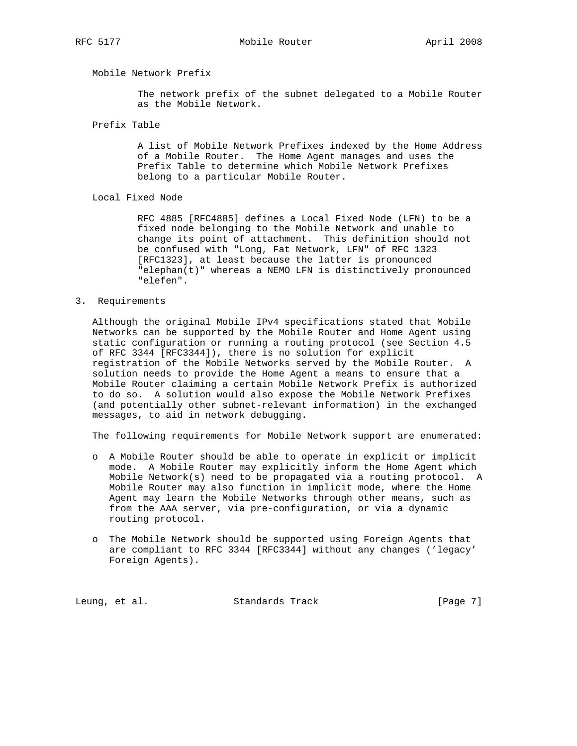Mobile Network Prefix

The network prefix of the subnet delegated to a Mobile Router as the Mobile Network.

Prefix Table

A list of Mobile Network Prefixes indexed by the Home Address of a Mobile Router. The Home Agent manages and uses the Prefix Table to determine which Mobile Network Prefixes belong to a particular Mobile Router.

Local Fixed Node

RFC 4885 [RFC4885] defines a Local Fixed Node (LFN) to be a fixed node belonging to the Mobile Network and unable to change its point of attachment. This definition should not be confused with "Long, Fat Network, LFN" of RFC 1323 [RFC1323], at least because the latter is pronounced "elephan(t)" whereas a NEMO LFN is distinctively pronounced "elefen".

## 3. Requirements

Although the original Mobile IPv4 specifications stated that Mobile Networks can be supported by the Mobile Router and Home Agent using static configuration or running a routing protocol (see Section 4.5 of RFC 3344 [RFC3344]), there is no solution for explicit registration of the Mobile Networks served by the Mobile Router. A solution needs to provide the Home Agent a means to ensure that a Mobile Router claiming a certain Mobile Network Prefix is authorized to do so. A solution would also expose the Mobile Network Prefixes (and potentially other subnet-relevant information) in the exchanged messages, to aid in network debugging.

The following requirements for Mobile Network support are enumerated:

- A Mobile Router should be able to operate in explicit or implicit mode. A Mobile Router may explicitly inform the Home Agent which Mobile Network(s) need to be propagated via a routing protocol. A Mobile Router may also function in implicit mode, where the Home Agent may learn the Mobile Networks through other means, such as from the AAA server, via pre-configuration, or via a dynamic routing protocol.

- The Mobile Network should be supported using Foreign Agents that are compliant to RFC 3344 [RFC3344] without any changes ('legacy' Foreign Agents).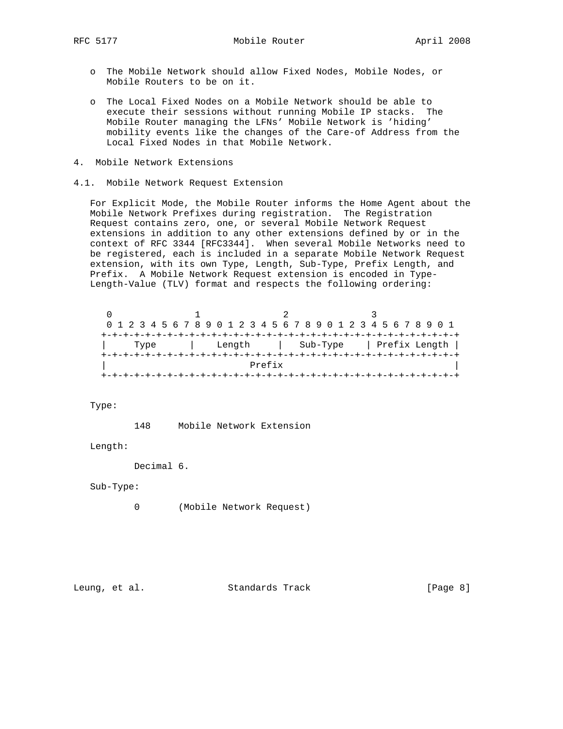- The Mobile Network should allow Fixed Nodes, Mobile Nodes, or Mobile Routers to be on it.

- The Local Fixed Nodes on a Mobile Network should be able to execute their sessions without running Mobile IP stacks. The Mobile Router managing the LFNs' Mobile Network is 'hiding' mobility events like the changes of the Care-of Address from the Local Fixed Nodes in that Mobile Network.

# 4. Mobile Network Extensions

## 4.1. Mobile Network Request Extension

For Explicit Mode, the Mobile Router informs the Home Agent about the Mobile Network Prefixes during registration. The Registration Request contains zero, one, or several Mobile Network Request extensions in addition to any other extensions defined by or in the context of RFC 3344 [RFC3344]. When several Mobile Networks need to be registered, each is included in a separate Mobile Network Request extension, with its own Type, Length, Sub-Type, Prefix Length, and Prefix. A Mobile Network Request extension is encoded in Type-Length-Value (TLV) format and respects the following ordering:

```
 0                   1                   2                   3
 0 1 2 3 4 5 6 7 8 9 0 1 2 3 4 5 6 7 8 9 0 1 2 3 4 5 6 7 8 9 0 1
+-+-+-+-+-+-+-+-+-+-+-+-+-+-+-+-+-+-+-+-+-+-+-+-+-+-+-+-+-+-+-+-+
|     Type      |    Length     |   Sub-Type    | Prefix Length |
+-+-+-+-+-+-+-+-+-+-+-+-+-+-+-+-+-+-+-+-+-+-+-+-+-+-+-+-+-+-+-+-+
|                            Prefix                             |
+-+-+-+-+-+-+-+-+-+-+-+-+-+-+-+-+-+-+-+-+-+-+-+-+-+-+-+-+-+-+-+-+
```

Type:

    148     Mobile Network Extension

Length:

    Decimal 6.

Sub-Type:

    0       (Mobile Network Request)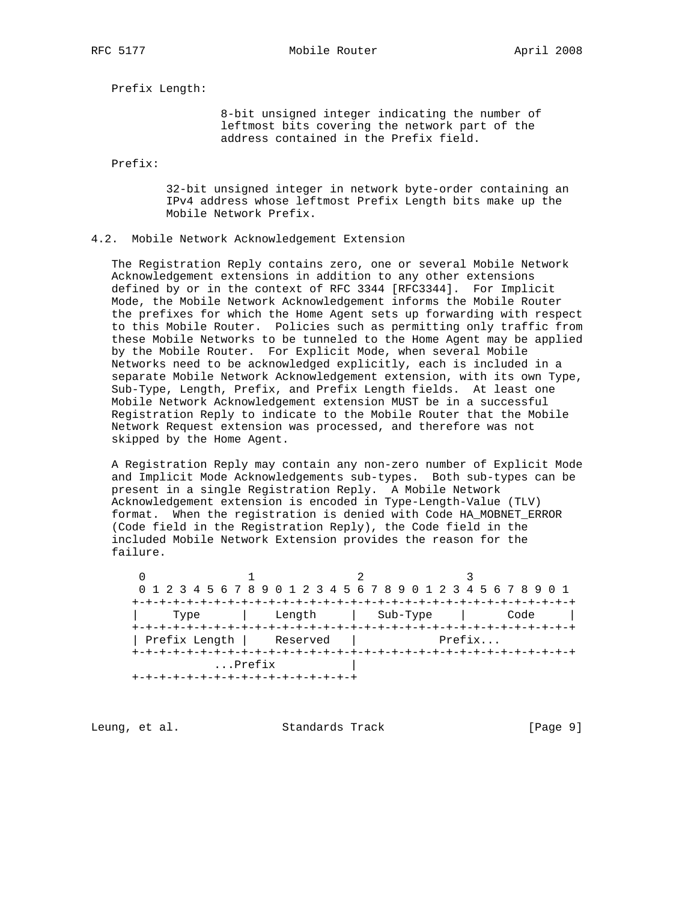Prefix Length:

8-bit unsigned integer indicating the number of leftmost bits covering the network part of the address contained in the Prefix field.

Prefix:

32-bit unsigned integer in network byte-order containing an IPv4 address whose leftmost Prefix Length bits make up the Mobile Network Prefix.

## 4.2. Mobile Network Acknowledgement Extension

The Registration Reply contains zero, one or several Mobile Network Acknowledgement extensions in addition to any other extensions defined by or in the context of RFC 3344 [RFC3344]. For Implicit Mode, the Mobile Network Acknowledgement informs the Mobile Router the prefixes for which the Home Agent sets up forwarding with respect to this Mobile Router. Policies such as permitting only traffic from these Mobile Networks to be tunneled to the Home Agent may be applied by the Mobile Router. For Explicit Mode, when several Mobile Networks need to be acknowledged explicitly, each is included in a separate Mobile Network Acknowledgement extension, with its own Type, Sub-Type, Length, Prefix, and Prefix Length fields. At least one Mobile Network Acknowledgement extension MUST be in a successful Registration Reply to indicate to the Mobile Router that the Mobile Network Request extension was processed, and therefore was not skipped by the Home Agent.

A Registration Reply may contain any non-zero number of Explicit Mode and Implicit Mode Acknowledgements sub-types. Both sub-types can be present in a single Registration Reply. A Mobile Network Acknowledgement extension is encoded in Type-Length-Value (TLV) format. When the registration is denied with Code HA_MOBNET_ERROR (Code field in the Registration Reply), the Code field in the included Mobile Network Extension provides the reason for the failure.

```
 0                   1                   2                   3
 0 1 2 3 4 5 6 7 8 9 0 1 2 3 4 5 6 7 8 9 0 1 2 3 4 5 6 7 8 9 0 1
+-+-+-+-+-+-+-+-+-+-+-+-+-+-+-+-+-+-+-+-+-+-+-+-+-+-+-+-+-+-+-+-+
|     Type      |    Length     |   Sub-Type    |      Code     |
+-+-+-+-+-+-+-+-+-+-+-+-+-+-+-+-+-+-+-+-+-+-+-+-+-+-+-+-+-+-+-+-+
| Prefix Length |    Reserved   |           Prefix...
+-+-+-+-+-+-+-+-+-+-+-+-+-+-+-+-+-+-+-+-+-+-+-+-+-+-+-+-+-+-+-+-+
          ...Prefix             |
+-+-+-+-+-+-+-+-+-+-+-+-+-+-+-+-+
```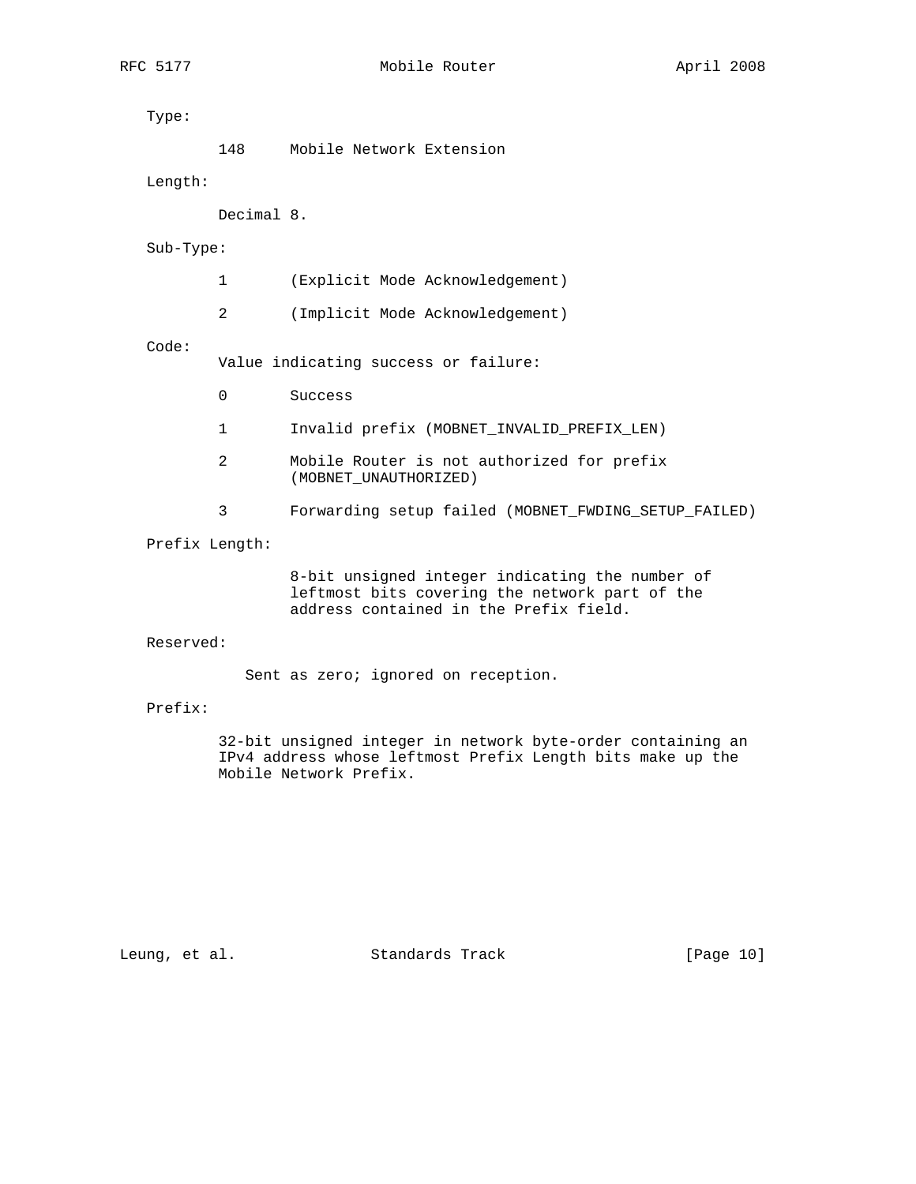Type:

148 Mobile Network Extension

Length:

Decimal 8.

Sub-Type:

1 (Explicit Mode Acknowledgement)

2 (Implicit Mode Acknowledgement)

Code:

Value indicating success or failure:

0 Success

1 Invalid prefix (MOBNET_INVALID_PREFIX_LEN)

2 Mobile Router is not authorized for prefix (MOBNET_UNAUTHORIZED)

3 Forwarding setup failed (MOBNET_FWDING_SETUP_FAILED)

Prefix Length:

8-bit unsigned integer indicating the number of leftmost bits covering the network part of the address contained in the Prefix field.

Reserved:

Sent as zero; ignored on reception.

Prefix:

32-bit unsigned integer in network byte-order containing an IPv4 address whose leftmost Prefix Length bits make up the Mobile Network Prefix.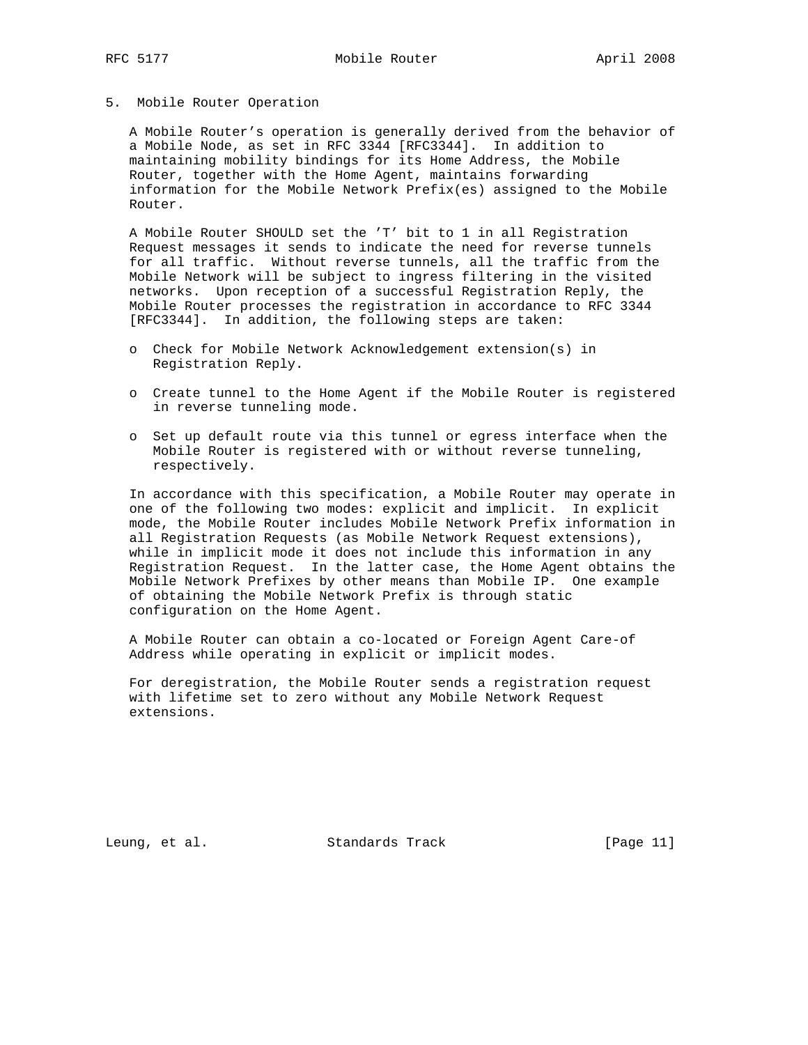## 5. Mobile Router Operation

A Mobile Router's operation is generally derived from the behavior of a Mobile Node, as set in RFC 3344 [RFC3344]. In addition to maintaining mobility bindings for its Home Address, the Mobile Router, together with the Home Agent, maintains forwarding information for the Mobile Network Prefix(es) assigned to the Mobile Router.

A Mobile Router SHOULD set the 'T' bit to 1 in all Registration Request messages it sends to indicate the need for reverse tunnels for all traffic. Without reverse tunnels, all the traffic from the Mobile Network will be subject to ingress filtering in the visited networks. Upon reception of a successful Registration Reply, the Mobile Router processes the registration in accordance to RFC 3344 [RFC3344]. In addition, the following steps are taken:

- Check for Mobile Network Acknowledgement extension(s) in Registration Reply.
- Create tunnel to the Home Agent if the Mobile Router is registered in reverse tunneling mode.
- Set up default route via this tunnel or egress interface when the Mobile Router is registered with or without reverse tunneling, respectively.

In accordance with this specification, a Mobile Router may operate in one of the following two modes: explicit and implicit. In explicit mode, the Mobile Router includes Mobile Network Prefix information in all Registration Requests (as Mobile Network Request extensions), while in implicit mode it does not include this information in any Registration Request. In the latter case, the Home Agent obtains the Mobile Network Prefixes by other means than Mobile IP. One example of obtaining the Mobile Network Prefix is through static configuration on the Home Agent.

A Mobile Router can obtain a co-located or Foreign Agent Care-of Address while operating in explicit or implicit modes.

For deregistration, the Mobile Router sends a registration request with lifetime set to zero without any Mobile Network Request extensions.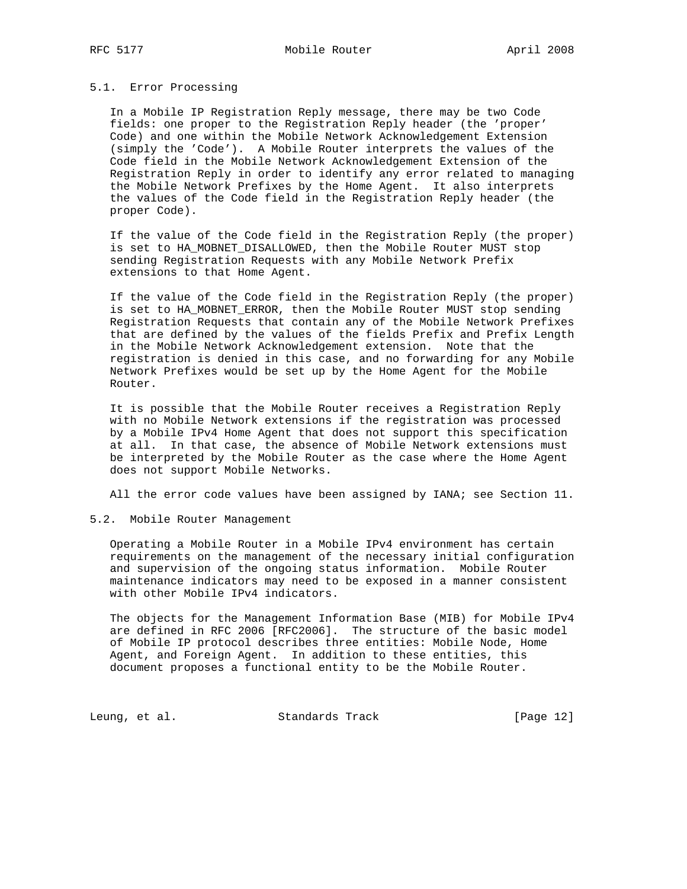### 5.1. Error Processing

In a Mobile IP Registration Reply message, there may be two Code fields: one proper to the Registration Reply header (the 'proper' Code) and one within the Mobile Network Acknowledgement Extension (simply the 'Code'). A Mobile Router interprets the values of the Code field in the Mobile Network Acknowledgement Extension of the Registration Reply in order to identify any error related to managing the Mobile Network Prefixes by the Home Agent. It also interprets the values of the Code field in the Registration Reply header (the proper Code).

If the value of the Code field in the Registration Reply (the proper) is set to HA_MOBNET_DISALLOWED, then the Mobile Router MUST stop sending Registration Requests with any Mobile Network Prefix extensions to that Home Agent.

If the value of the Code field in the Registration Reply (the proper) is set to HA_MOBNET_ERROR, then the Mobile Router MUST stop sending Registration Requests that contain any of the Mobile Network Prefixes that are defined by the values of the fields Prefix and Prefix Length in the Mobile Network Acknowledgement extension. Note that the registration is denied in this case, and no forwarding for any Mobile Network Prefixes would be set up by the Home Agent for the Mobile Router.

It is possible that the Mobile Router receives a Registration Reply with no Mobile Network extensions if the registration was processed by a Mobile IPv4 Home Agent that does not support this specification at all. In that case, the absence of Mobile Network extensions must be interpreted by the Mobile Router as the case where the Home Agent does not support Mobile Networks.

All the error code values have been assigned by IANA; see Section 11.

### 5.2. Mobile Router Management

Operating a Mobile Router in a Mobile IPv4 environment has certain requirements on the management of the necessary initial configuration and supervision of the ongoing status information. Mobile Router maintenance indicators may need to be exposed in a manner consistent with other Mobile IPv4 indicators.

The objects for the Management Information Base (MIB) for Mobile IPv4 are defined in RFC 2006 [RFC2006]. The structure of the basic model of Mobile IP protocol describes three entities: Mobile Node, Home Agent, and Foreign Agent. In addition to these entities, this document proposes a functional entity to be the Mobile Router.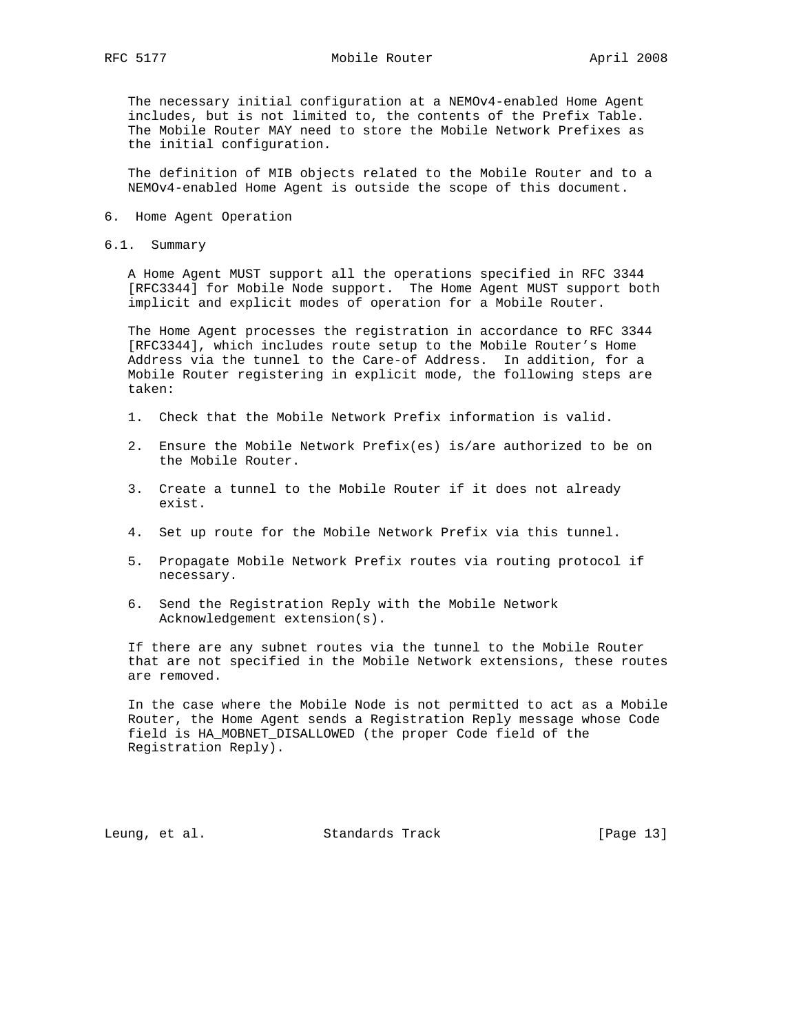The necessary initial configuration at a NEMOv4-enabled Home Agent includes, but is not limited to, the contents of the Prefix Table. The Mobile Router MAY need to store the Mobile Network Prefixes as the initial configuration.

The definition of MIB objects related to the Mobile Router and to a NEMOv4-enabled Home Agent is outside the scope of this document.

# 6. Home Agent Operation

## 6.1. Summary

A Home Agent MUST support all the operations specified in RFC 3344 [RFC3344] for Mobile Node support. The Home Agent MUST support both implicit and explicit modes of operation for a Mobile Router.

The Home Agent processes the registration in accordance to RFC 3344 [RFC3344], which includes route setup to the Mobile Router's Home Address via the tunnel to the Care-of Address. In addition, for a Mobile Router registering in explicit mode, the following steps are taken:

1. Check that the Mobile Network Prefix information is valid.
2. Ensure the Mobile Network Prefix(es) is/are authorized to be on the Mobile Router.
3. Create a tunnel to the Mobile Router if it does not already exist.
4. Set up route for the Mobile Network Prefix via this tunnel.
5. Propagate Mobile Network Prefix routes via routing protocol if necessary.
6. Send the Registration Reply with the Mobile Network Acknowledgement extension(s).

If there are any subnet routes via the tunnel to the Mobile Router that are not specified in the Mobile Network extensions, these routes are removed.

In the case where the Mobile Node is not permitted to act as a Mobile Router, the Home Agent sends a Registration Reply message whose Code field is HA_MOBNET_DISALLOWED (the proper Code field of the Registration Reply).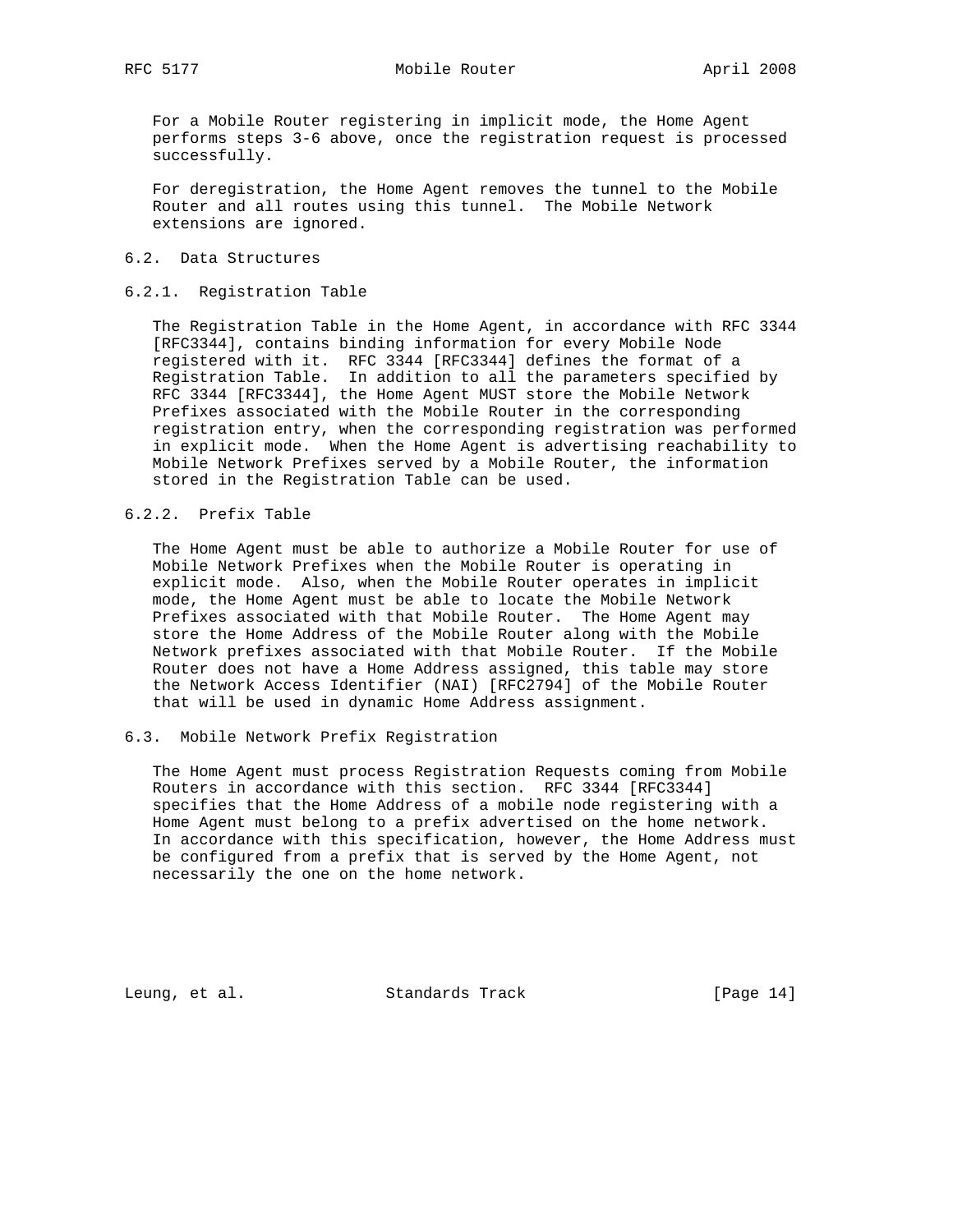For a Mobile Router registering in implicit mode, the Home Agent performs steps 3-6 above, once the registration request is processed successfully.

For deregistration, the Home Agent removes the tunnel to the Mobile Router and all routes using this tunnel. The Mobile Network extensions are ignored.

## 6.2. Data Structures

### 6.2.1. Registration Table

The Registration Table in the Home Agent, in accordance with RFC 3344 [RFC3344], contains binding information for every Mobile Node registered with it. RFC 3344 [RFC3344] defines the format of a Registration Table. In addition to all the parameters specified by RFC 3344 [RFC3344], the Home Agent MUST store the Mobile Network Prefixes associated with the Mobile Router in the corresponding registration entry, when the corresponding registration was performed in explicit mode. When the Home Agent is advertising reachability to Mobile Network Prefixes served by a Mobile Router, the information stored in the Registration Table can be used.

### 6.2.2. Prefix Table

The Home Agent must be able to authorize a Mobile Router for use of Mobile Network Prefixes when the Mobile Router is operating in explicit mode. Also, when the Mobile Router operates in implicit mode, the Home Agent must be able to locate the Mobile Network Prefixes associated with that Mobile Router. The Home Agent may store the Home Address of the Mobile Router along with the Mobile Network prefixes associated with that Mobile Router. If the Mobile Router does not have a Home Address assigned, this table may store the Network Access Identifier (NAI) [RFC2794] of the Mobile Router that will be used in dynamic Home Address assignment.

## 6.3. Mobile Network Prefix Registration

The Home Agent must process Registration Requests coming from Mobile Routers in accordance with this section. RFC 3344 [RFC3344] specifies that the Home Address of a mobile node registering with a Home Agent must belong to a prefix advertised on the home network. In accordance with this specification, however, the Home Address must be configured from a prefix that is served by the Home Agent, not necessarily the one on the home network.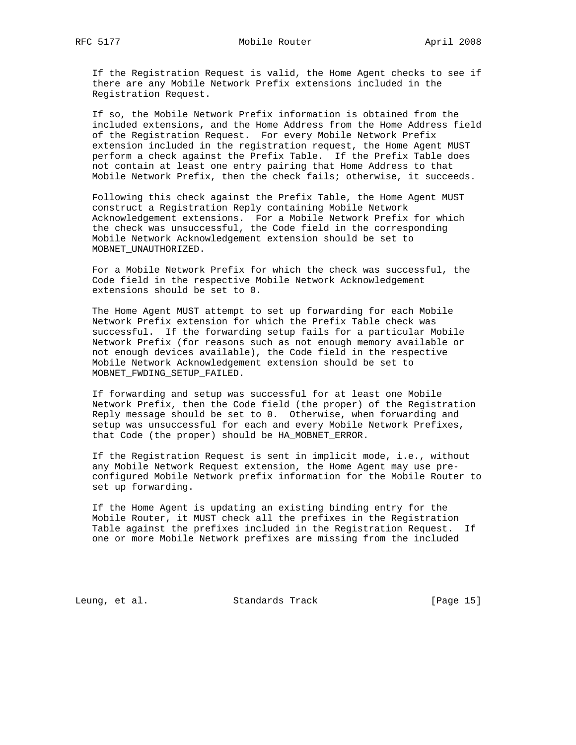If the Registration Request is valid, the Home Agent checks to see if there are any Mobile Network Prefix extensions included in the Registration Request.

If so, the Mobile Network Prefix information is obtained from the included extensions, and the Home Address from the Home Address field of the Registration Request. For every Mobile Network Prefix extension included in the registration request, the Home Agent MUST perform a check against the Prefix Table. If the Prefix Table does not contain at least one entry pairing that Home Address to that Mobile Network Prefix, then the check fails; otherwise, it succeeds.

Following this check against the Prefix Table, the Home Agent MUST construct a Registration Reply containing Mobile Network Acknowledgement extensions. For a Mobile Network Prefix for which the check was unsuccessful, the Code field in the corresponding Mobile Network Acknowledgement extension should be set to MOBNET_UNAUTHORIZED.

For a Mobile Network Prefix for which the check was successful, the Code field in the respective Mobile Network Acknowledgement extensions should be set to 0.

The Home Agent MUST attempt to set up forwarding for each Mobile Network Prefix extension for which the Prefix Table check was successful. If the forwarding setup fails for a particular Mobile Network Prefix (for reasons such as not enough memory available or not enough devices available), the Code field in the respective Mobile Network Acknowledgement extension should be set to MOBNET_FWDING_SETUP_FAILED.

If forwarding and setup was successful for at least one Mobile Network Prefix, then the Code field (the proper) of the Registration Reply message should be set to 0. Otherwise, when forwarding and setup was unsuccessful for each and every Mobile Network Prefixes, that Code (the proper) should be HA_MOBNET_ERROR.

If the Registration Request is sent in implicit mode, i.e., without any Mobile Network Request extension, the Home Agent may use pre-configured Mobile Network prefix information for the Mobile Router to set up forwarding.

If the Home Agent is updating an existing binding entry for the Mobile Router, it MUST check all the prefixes in the Registration Table against the prefixes included in the Registration Request. If one or more Mobile Network prefixes are missing from the included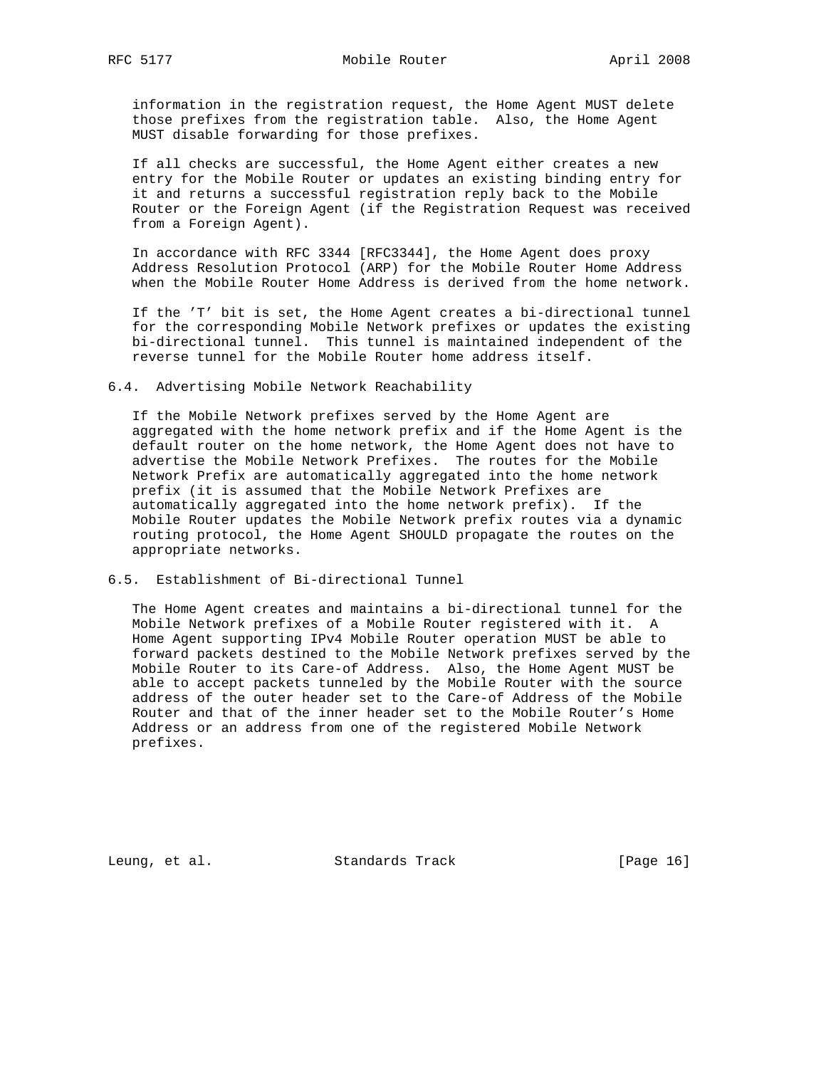information in the registration request, the Home Agent MUST delete those prefixes from the registration table. Also, the Home Agent MUST disable forwarding for those prefixes.

If all checks are successful, the Home Agent either creates a new entry for the Mobile Router or updates an existing binding entry for it and returns a successful registration reply back to the Mobile Router or the Foreign Agent (if the Registration Request was received from a Foreign Agent).

In accordance with RFC 3344 [RFC3344], the Home Agent does proxy Address Resolution Protocol (ARP) for the Mobile Router Home Address when the Mobile Router Home Address is derived from the home network.

If the 'T' bit is set, the Home Agent creates a bi-directional tunnel for the corresponding Mobile Network prefixes or updates the existing bi-directional tunnel. This tunnel is maintained independent of the reverse tunnel for the Mobile Router home address itself.

## 6.4. Advertising Mobile Network Reachability

If the Mobile Network prefixes served by the Home Agent are aggregated with the home network prefix and if the Home Agent is the default router on the home network, the Home Agent does not have to advertise the Mobile Network Prefixes. The routes for the Mobile Network Prefix are automatically aggregated into the home network prefix (it is assumed that the Mobile Network Prefixes are automatically aggregated into the home network prefix). If the Mobile Router updates the Mobile Network prefix routes via a dynamic routing protocol, the Home Agent SHOULD propagate the routes on the appropriate networks.

## 6.5. Establishment of Bi-directional Tunnel

The Home Agent creates and maintains a bi-directional tunnel for the Mobile Network prefixes of a Mobile Router registered with it. A Home Agent supporting IPv4 Mobile Router operation MUST be able to forward packets destined to the Mobile Network prefixes served by the Mobile Router to its Care-of Address. Also, the Home Agent MUST be able to accept packets tunneled by the Mobile Router with the source address of the outer header set to the Care-of Address of the Mobile Router and that of the inner header set to the Mobile Router's Home Address or an address from one of the registered Mobile Network prefixes.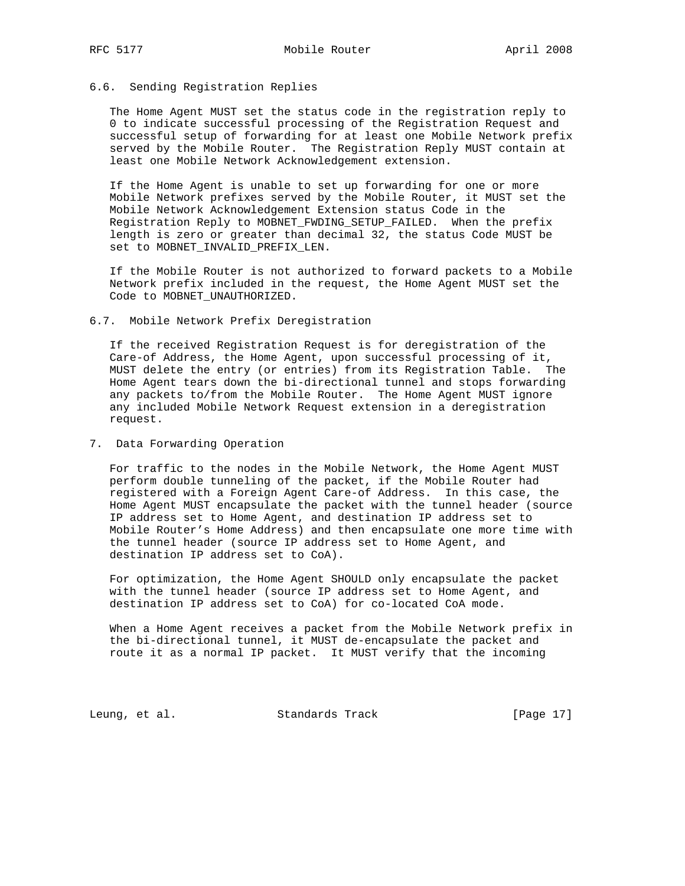### 6.6. Sending Registration Replies

The Home Agent MUST set the status code in the registration reply to 0 to indicate successful processing of the Registration Request and successful setup of forwarding for at least one Mobile Network prefix served by the Mobile Router. The Registration Reply MUST contain at least one Mobile Network Acknowledgement extension.

If the Home Agent is unable to set up forwarding for one or more Mobile Network prefixes served by the Mobile Router, it MUST set the Mobile Network Acknowledgement Extension status Code in the Registration Reply to MOBNET_FWDING_SETUP_FAILED. When the prefix length is zero or greater than decimal 32, the status Code MUST be set to MOBNET_INVALID_PREFIX_LEN.

If the Mobile Router is not authorized to forward packets to a Mobile Network prefix included in the request, the Home Agent MUST set the Code to MOBNET_UNAUTHORIZED.

### 6.7. Mobile Network Prefix Deregistration

If the received Registration Request is for deregistration of the Care-of Address, the Home Agent, upon successful processing of it, MUST delete the entry (or entries) from its Registration Table. The Home Agent tears down the bi-directional tunnel and stops forwarding any packets to/from the Mobile Router. The Home Agent MUST ignore any included Mobile Network Request extension in a deregistration request.

## 7. Data Forwarding Operation

For traffic to the nodes in the Mobile Network, the Home Agent MUST perform double tunneling of the packet, if the Mobile Router had registered with a Foreign Agent Care-of Address. In this case, the Home Agent MUST encapsulate the packet with the tunnel header (source IP address set to Home Agent, and destination IP address set to Mobile Router's Home Address) and then encapsulate one more time with the tunnel header (source IP address set to Home Agent, and destination IP address set to CoA).

For optimization, the Home Agent SHOULD only encapsulate the packet with the tunnel header (source IP address set to Home Agent, and destination IP address set to CoA) for co-located CoA mode.

When a Home Agent receives a packet from the Mobile Network prefix in the bi-directional tunnel, it MUST de-encapsulate the packet and route it as a normal IP packet. It MUST verify that the incoming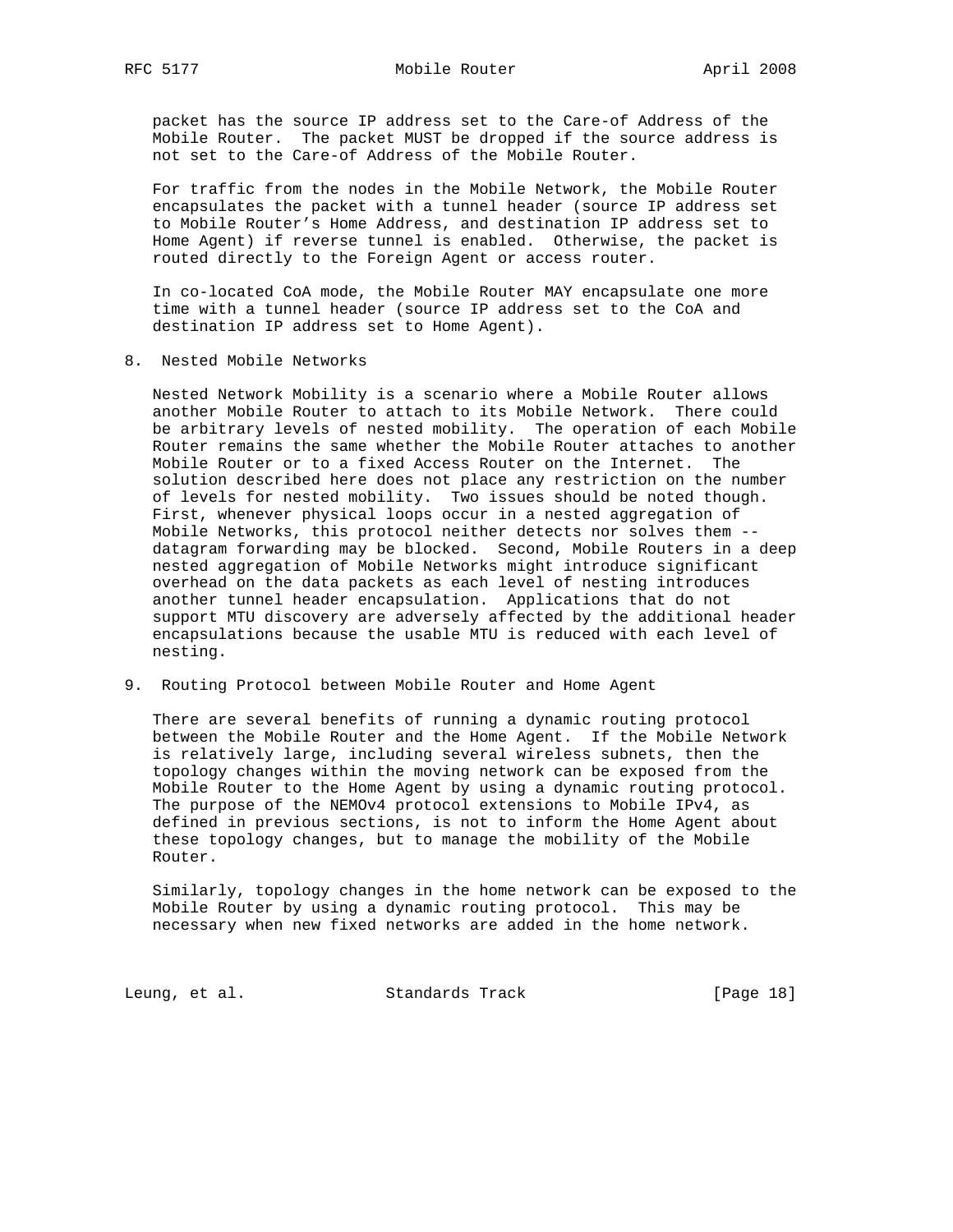packet has the source IP address set to the Care-of Address of the Mobile Router. The packet MUST be dropped if the source address is not set to the Care-of Address of the Mobile Router.

For traffic from the nodes in the Mobile Network, the Mobile Router encapsulates the packet with a tunnel header (source IP address set to Mobile Router's Home Address, and destination IP address set to Home Agent) if reverse tunnel is enabled. Otherwise, the packet is routed directly to the Foreign Agent or access router.

In co-located CoA mode, the Mobile Router MAY encapsulate one more time with a tunnel header (source IP address set to the CoA and destination IP address set to Home Agent).

## 8. Nested Mobile Networks

Nested Network Mobility is a scenario where a Mobile Router allows another Mobile Router to attach to its Mobile Network. There could be arbitrary levels of nested mobility. The operation of each Mobile Router remains the same whether the Mobile Router attaches to another Mobile Router or to a fixed Access Router on the Internet. The solution described here does not place any restriction on the number of levels for nested mobility. Two issues should be noted though. First, whenever physical loops occur in a nested aggregation of Mobile Networks, this protocol neither detects nor solves them -- datagram forwarding may be blocked. Second, Mobile Routers in a deep nested aggregation of Mobile Networks might introduce significant overhead on the data packets as each level of nesting introduces another tunnel header encapsulation. Applications that do not support MTU discovery are adversely affected by the additional header encapsulations because the usable MTU is reduced with each level of nesting.

## 9. Routing Protocol between Mobile Router and Home Agent

There are several benefits of running a dynamic routing protocol between the Mobile Router and the Home Agent. If the Mobile Network is relatively large, including several wireless subnets, then the topology changes within the moving network can be exposed from the Mobile Router to the Home Agent by using a dynamic routing protocol. The purpose of the NEMOv4 protocol extensions to Mobile IPv4, as defined in previous sections, is not to inform the Home Agent about these topology changes, but to manage the mobility of the Mobile Router.

Similarly, topology changes in the home network can be exposed to the Mobile Router by using a dynamic routing protocol. This may be necessary when new fixed networks are added in the home network.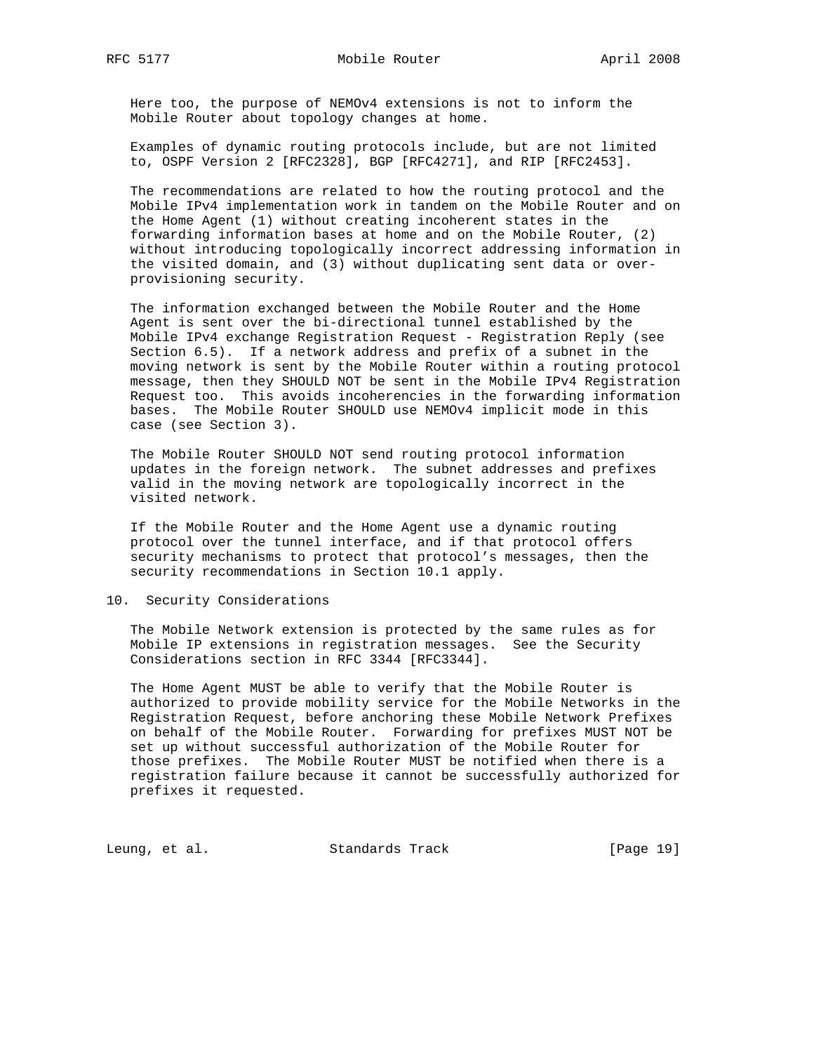Here too, the purpose of NEMOv4 extensions is not to inform the Mobile Router about topology changes at home.

Examples of dynamic routing protocols include, but are not limited to, OSPF Version 2 [RFC2328], BGP [RFC4271], and RIP [RFC2453].

The recommendations are related to how the routing protocol and the Mobile IPv4 implementation work in tandem on the Mobile Router and on the Home Agent (1) without creating incoherent states in the forwarding information bases at home and on the Mobile Router, (2) without introducing topologically incorrect addressing information in the visited domain, and (3) without duplicating sent data or over-provisioning security.

The information exchanged between the Mobile Router and the Home Agent is sent over the bi-directional tunnel established by the Mobile IPv4 exchange Registration Request - Registration Reply (see Section 6.5). If a network address and prefix of a subnet in the moving network is sent by the Mobile Router within a routing protocol message, then they SHOULD NOT be sent in the Mobile IPv4 Registration Request too. This avoids incoherencies in the forwarding information bases. The Mobile Router SHOULD use NEMOv4 implicit mode in this case (see Section 3).

The Mobile Router SHOULD NOT send routing protocol information updates in the foreign network. The subnet addresses and prefixes valid in the moving network are topologically incorrect in the visited network.

If the Mobile Router and the Home Agent use a dynamic routing protocol over the tunnel interface, and if that protocol offers security mechanisms to protect that protocol's messages, then the security recommendations in Section 10.1 apply.

# 10. Security Considerations

The Mobile Network extension is protected by the same rules as for Mobile IP extensions in registration messages. See the Security Considerations section in RFC 3344 [RFC3344].

The Home Agent MUST be able to verify that the Mobile Router is authorized to provide mobility service for the Mobile Networks in the Registration Request, before anchoring these Mobile Network Prefixes on behalf of the Mobile Router. Forwarding for prefixes MUST NOT be set up without successful authorization of the Mobile Router for those prefixes. The Mobile Router MUST be notified when there is a registration failure because it cannot be successfully authorized for prefixes it requested.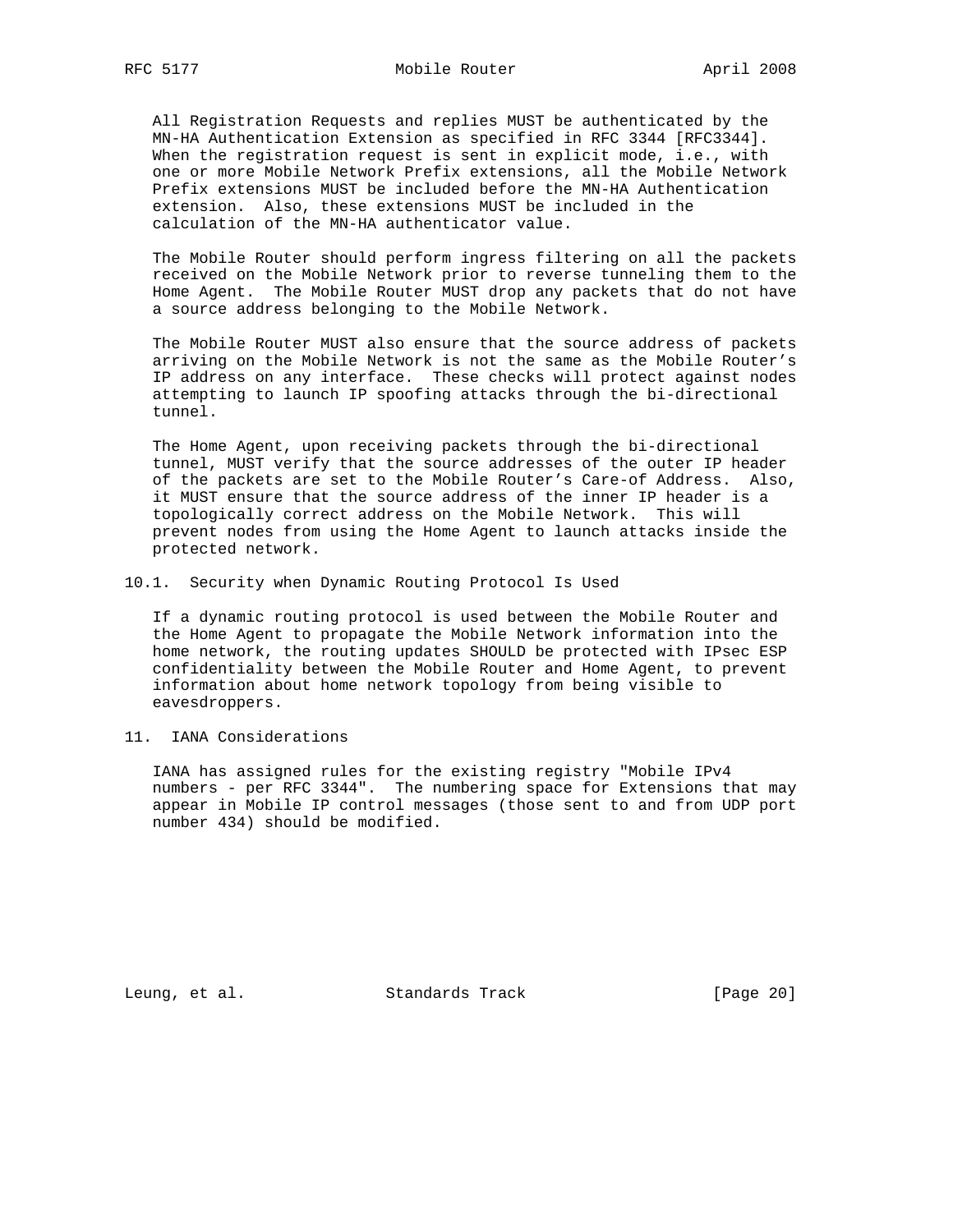All Registration Requests and replies MUST be authenticated by the MN-HA Authentication Extension as specified in RFC 3344 [RFC3344]. When the registration request is sent in explicit mode, i.e., with one or more Mobile Network Prefix extensions, all the Mobile Network Prefix extensions MUST be included before the MN-HA Authentication extension. Also, these extensions MUST be included in the calculation of the MN-HA authenticator value.

The Mobile Router should perform ingress filtering on all the packets received on the Mobile Network prior to reverse tunneling them to the Home Agent. The Mobile Router MUST drop any packets that do not have a source address belonging to the Mobile Network.

The Mobile Router MUST also ensure that the source address of packets arriving on the Mobile Network is not the same as the Mobile Router's IP address on any interface. These checks will protect against nodes attempting to launch IP spoofing attacks through the bi-directional tunnel.

The Home Agent, upon receiving packets through the bi-directional tunnel, MUST verify that the source addresses of the outer IP header of the packets are set to the Mobile Router's Care-of Address. Also, it MUST ensure that the source address of the inner IP header is a topologically correct address on the Mobile Network. This will prevent nodes from using the Home Agent to launch attacks inside the protected network.

### 10.1. Security when Dynamic Routing Protocol Is Used

If a dynamic routing protocol is used between the Mobile Router and the Home Agent to propagate the Mobile Network information into the home network, the routing updates SHOULD be protected with IPsec ESP confidentiality between the Mobile Router and Home Agent, to prevent information about home network topology from being visible to eavesdroppers.

## 11. IANA Considerations

IANA has assigned rules for the existing registry "Mobile IPv4 numbers - per RFC 3344". The numbering space for Extensions that may appear in Mobile IP control messages (those sent to and from UDP port number 434) should be modified.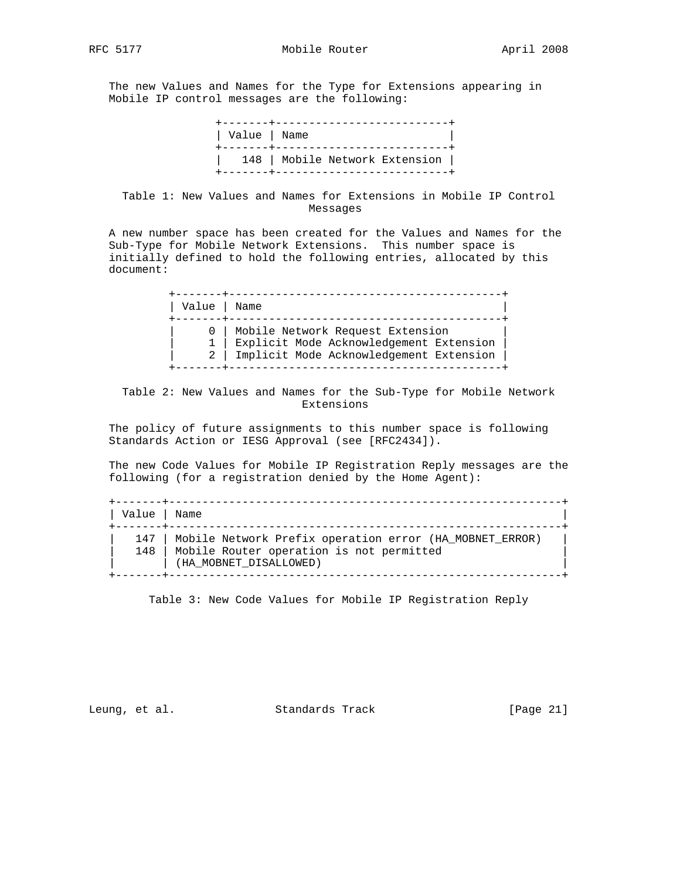The new Values and Names for the Type for Extensions appearing in Mobile IP control messages are the following:

| Value | Name |
| --- | --- |
| 148 | Mobile Network Extension |

Table 1: New Values and Names for Extensions in Mobile IP Control Messages

A new number space has been created for the Values and Names for the Sub-Type for Mobile Network Extensions. This number space is initially defined to hold the following entries, allocated by this document:

| Value | Name |
| --- | --- |
| 0 | Mobile Network Request Extension |
| 1 | Explicit Mode Acknowledgement Extension |
| 2 | Implicit Mode Acknowledgement Extension |

Table 2: New Values and Names for the Sub-Type for Mobile Network Extensions

The policy of future assignments to this number space is following Standards Action or IESG Approval (see [RFC2434]).

The new Code Values for Mobile IP Registration Reply messages are the following (for a registration denied by the Home Agent):

| Value | Name |
| --- | --- |
| 147 | Mobile Network Prefix operation error (HA_MOBNET_ERROR) |
| 148 | Mobile Router operation is not permitted (HA_MOBNET_DISALLOWED) |

Table 3: New Code Values for Mobile IP Registration Reply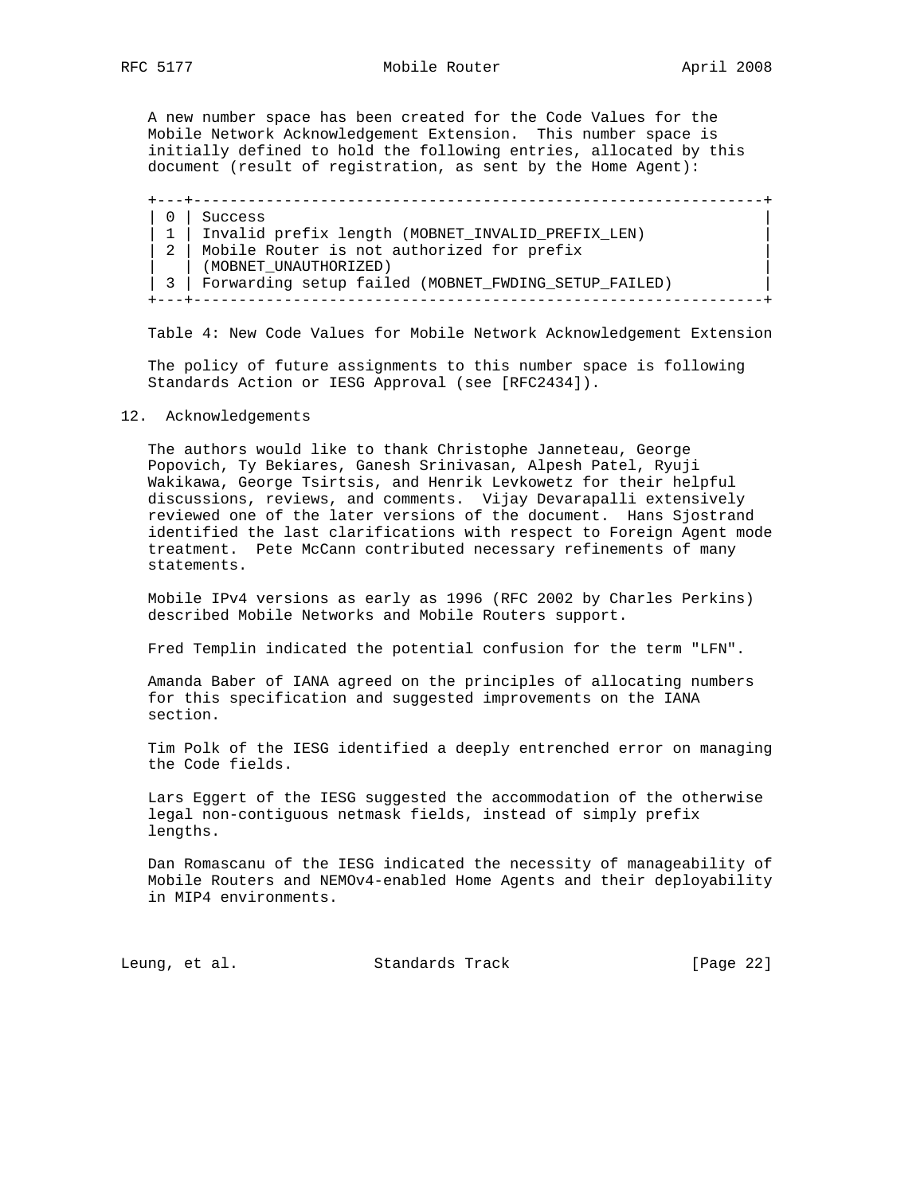A new number space has been created for the Code Values for the Mobile Network Acknowledgement Extension. This number space is initially defined to hold the following entries, allocated by this document (result of registration, as sent by the Home Agent):

| Code | Description |
|---|---|
| 0 | Success |
| 1 | Invalid prefix length (MOBNET_INVALID_PREFIX_LEN) |
| 2 | Mobile Router is not authorized for prefix (MOBNET_UNAUTHORIZED) |
| 3 | Forwarding setup failed (MOBNET_FWDING_SETUP_FAILED) |

Table 4: New Code Values for Mobile Network Acknowledgement Extension

The policy of future assignments to this number space is following Standards Action or IESG Approval (see [RFC2434]).

## 12. Acknowledgements

The authors would like to thank Christophe Janneteau, George Popovich, Ty Bekiares, Ganesh Srinivasan, Alpesh Patel, Ryuji Wakikawa, George Tsirtsis, and Henrik Levkowetz for their helpful discussions, reviews, and comments. Vijay Devarapalli extensively reviewed one of the later versions of the document. Hans Sjostrand identified the last clarifications with respect to Foreign Agent mode treatment. Pete McCann contributed necessary refinements of many statements.

Mobile IPv4 versions as early as 1996 (RFC 2002 by Charles Perkins) described Mobile Networks and Mobile Routers support.

Fred Templin indicated the potential confusion for the term "LFN".

Amanda Baber of IANA agreed on the principles of allocating numbers for this specification and suggested improvements on the IANA section.

Tim Polk of the IESG identified a deeply entrenched error on managing the Code fields.

Lars Eggert of the IESG suggested the accommodation of the otherwise legal non-contiguous netmask fields, instead of simply prefix lengths.

Dan Romascanu of the IESG indicated the necessity of manageability of Mobile Routers and NEMOv4-enabled Home Agents and their deployability in MIP4 environments.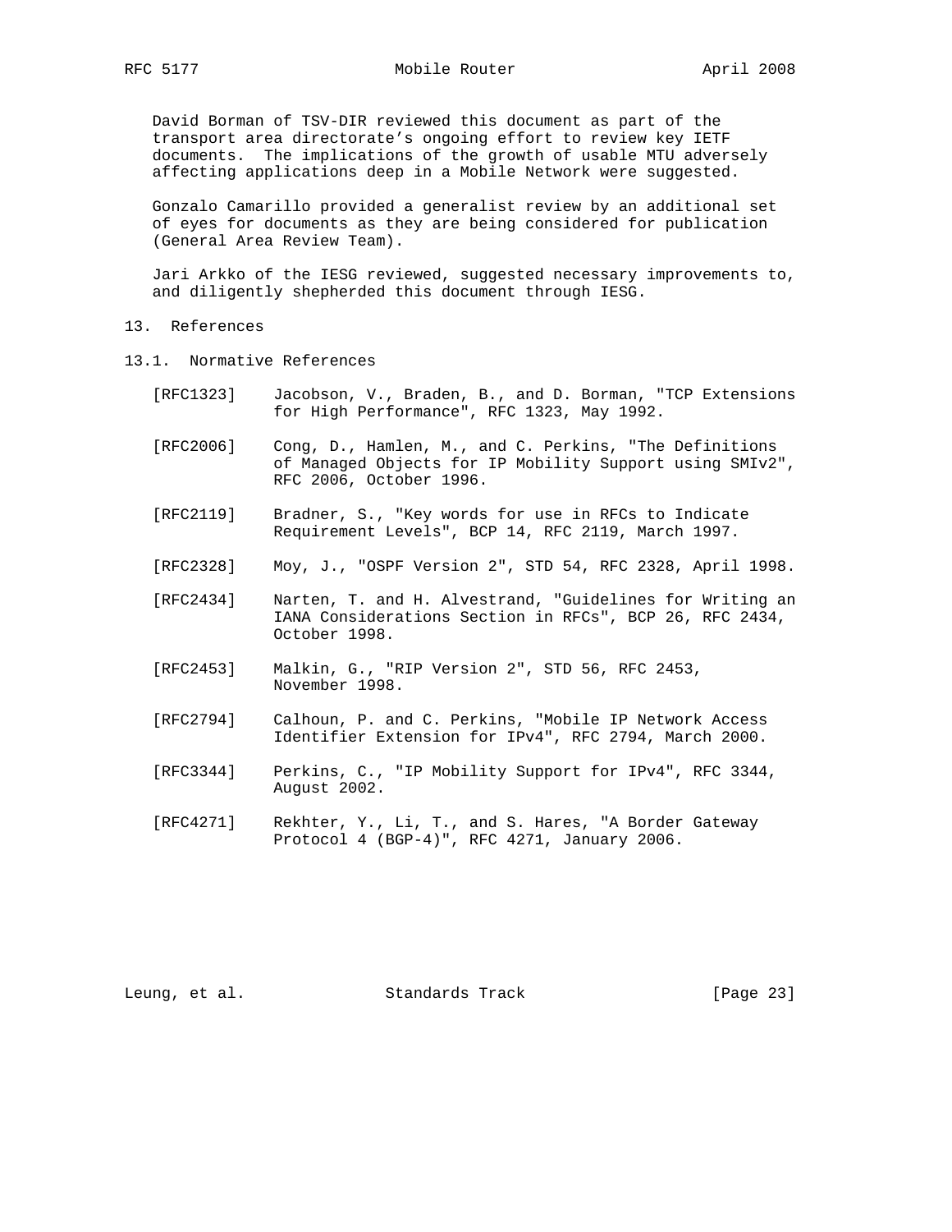David Borman of TSV-DIR reviewed this document as part of the transport area directorate's ongoing effort to review key IETF documents. The implications of the growth of usable MTU adversely affecting applications deep in a Mobile Network were suggested.

Gonzalo Camarillo provided a generalist review by an additional set of eyes for documents as they are being considered for publication (General Area Review Team).

Jari Arkko of the IESG reviewed, suggested necessary improvements to, and diligently shepherded this document through IESG.

## 13. References

### 13.1. Normative References

[RFC1323] Jacobson, V., Braden, B., and D. Borman, "TCP Extensions for High Performance", RFC 1323, May 1992.

[RFC2006] Cong, D., Hamlen, M., and C. Perkins, "The Definitions of Managed Objects for IP Mobility Support using SMIv2", RFC 2006, October 1996.

[RFC2119] Bradner, S., "Key words for use in RFCs to Indicate Requirement Levels", BCP 14, RFC 2119, March 1997.

[RFC2328] Moy, J., "OSPF Version 2", STD 54, RFC 2328, April 1998.

[RFC2434] Narten, T. and H. Alvestrand, "Guidelines for Writing an IANA Considerations Section in RFCs", BCP 26, RFC 2434, October 1998.

[RFC2453] Malkin, G., "RIP Version 2", STD 56, RFC 2453, November 1998.

[RFC2794] Calhoun, P. and C. Perkins, "Mobile IP Network Access Identifier Extension for IPv4", RFC 2794, March 2000.

[RFC3344] Perkins, C., "IP Mobility Support for IPv4", RFC 3344, August 2002.

[RFC4271] Rekhter, Y., Li, T., and S. Hares, "A Border Gateway Protocol 4 (BGP-4)", RFC 4271, January 2006.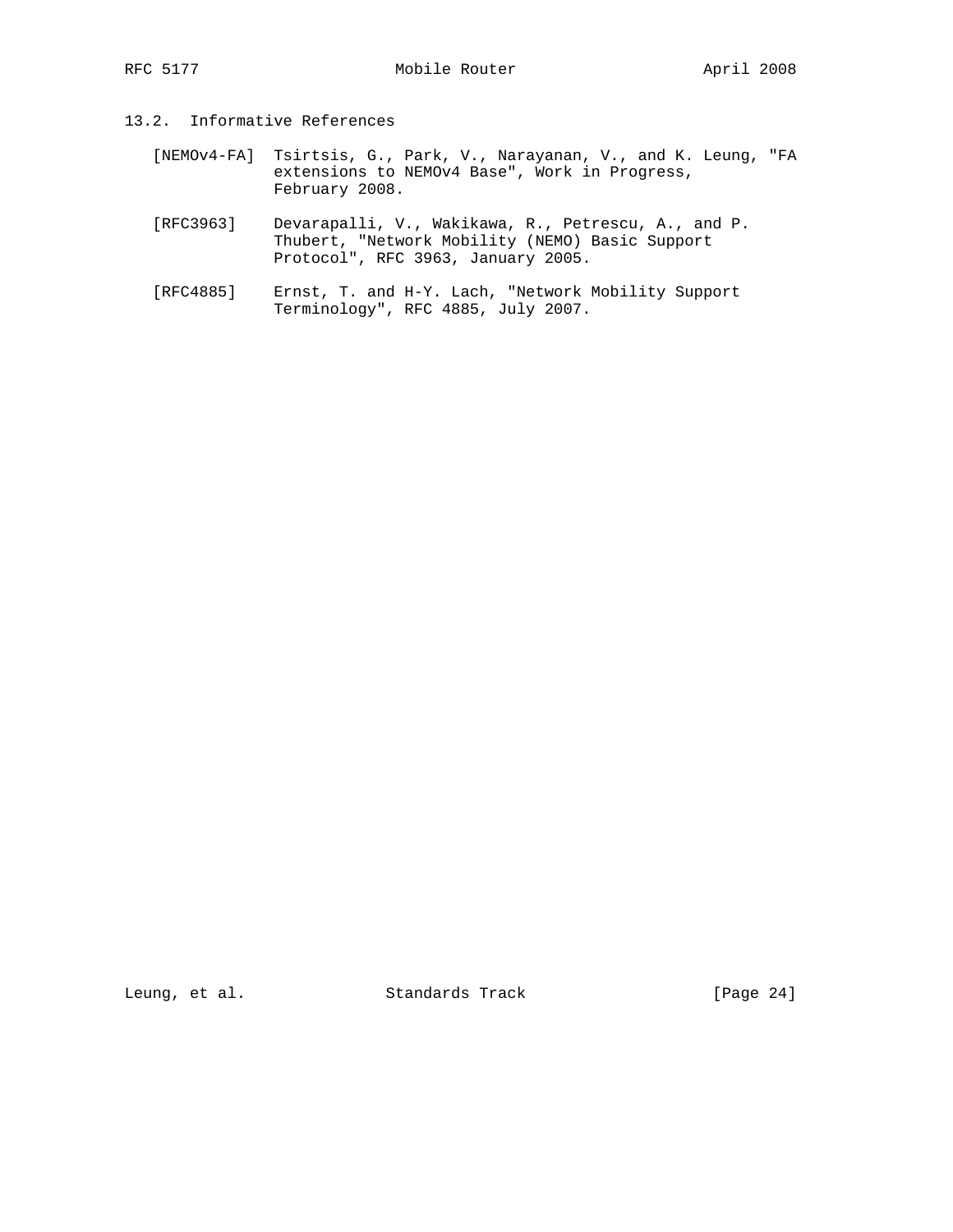### 13.2. Informative References

[NEMOv4-FA] Tsirtsis, G., Park, V., Narayanan, V., and K. Leung, "FA extensions to NEMOv4 Base", Work in Progress, February 2008.

[RFC3963] Devarapalli, V., Wakikawa, R., Petrescu, A., and P. Thubert, "Network Mobility (NEMO) Basic Support Protocol", RFC 3963, January 2005.

[RFC4885] Ernst, T. and H-Y. Lach, "Network Mobility Support Terminology", RFC 4885, July 2007.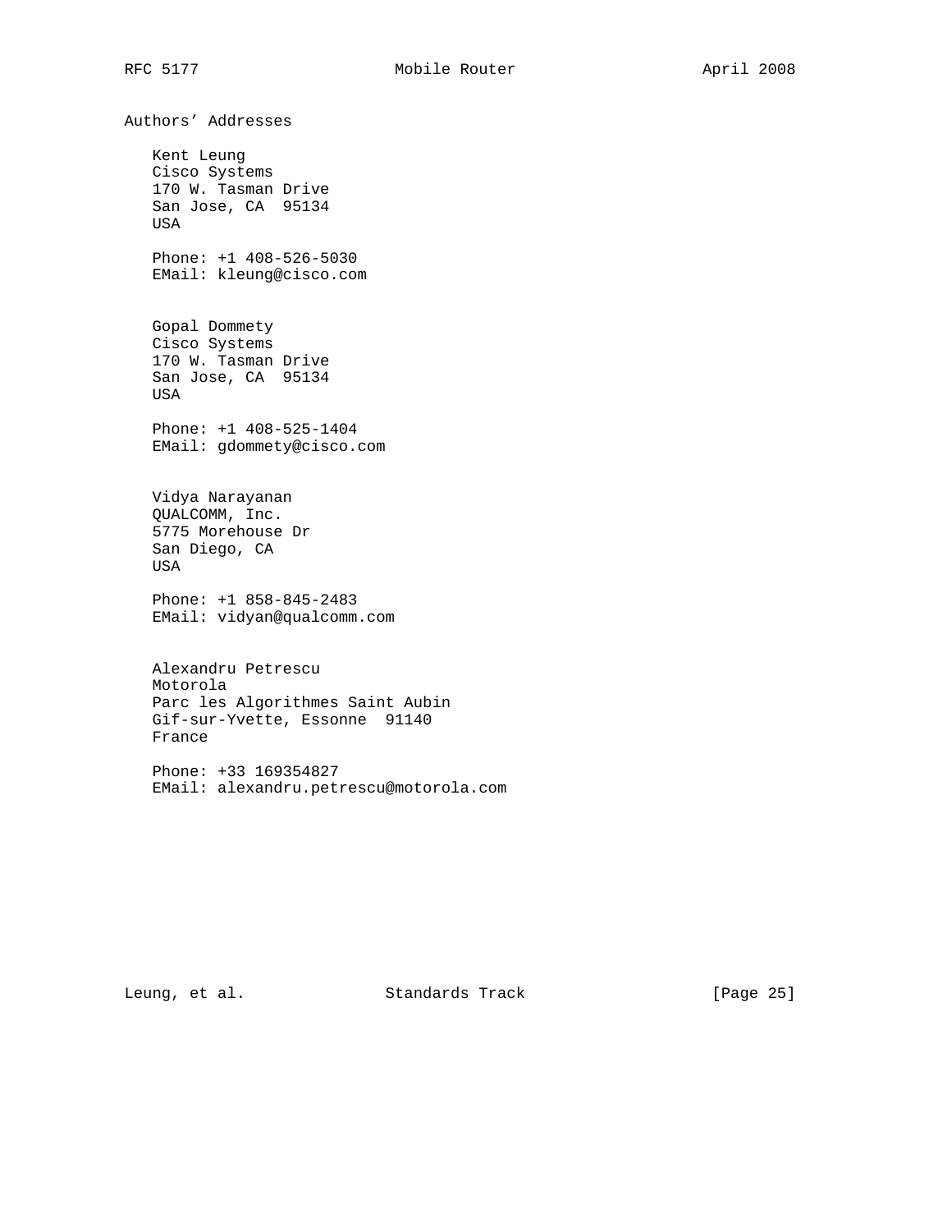## Authors' Addresses

Kent Leung
Cisco Systems
170 W. Tasman Drive
San Jose, CA  95134
USA

Phone: +1 408-526-5030
EMail: kleung@cisco.com

Gopal Dommety
Cisco Systems
170 W. Tasman Drive
San Jose, CA  95134
USA

Phone: +1 408-525-1404
EMail: gdommety@cisco.com

Vidya Narayanan
QUALCOMM, Inc.
5775 Morehouse Dr
San Diego, CA
USA

Phone: +1 858-845-2483
EMail: vidyan@qualcomm.com

Alexandru Petrescu
Motorola
Parc les Algorithmes Saint Aubin
Gif-sur-Yvette, Essonne  91140
France

Phone: +33 169354827
EMail: alexandru.petrescu@motorola.com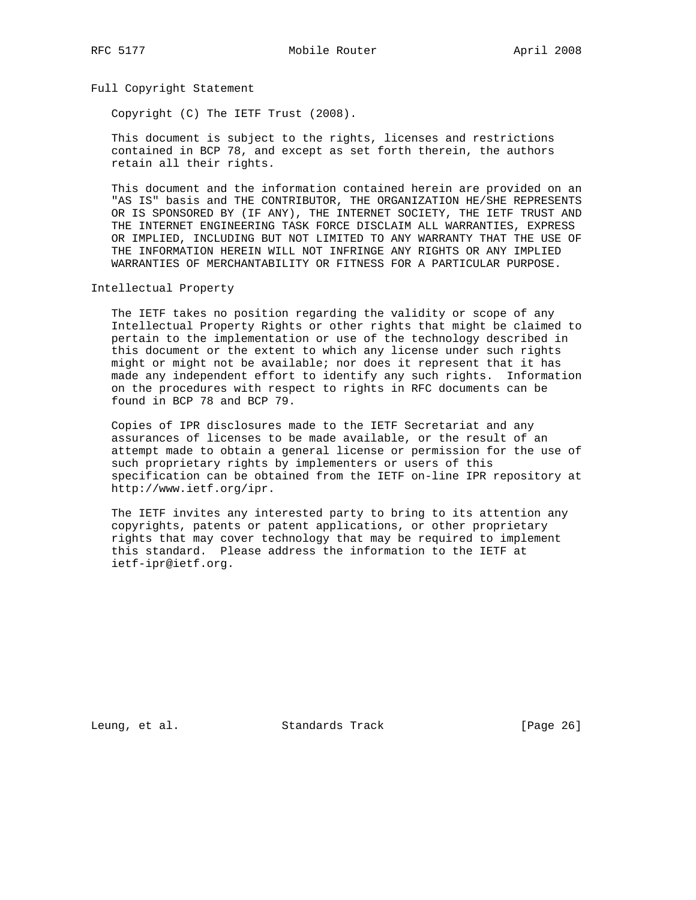## Full Copyright Statement

Copyright (C) The IETF Trust (2008).

This document is subject to the rights, licenses and restrictions contained in BCP 78, and except as set forth therein, the authors retain all their rights.

This document and the information contained herein are provided on an "AS IS" basis and THE CONTRIBUTOR, THE ORGANIZATION HE/SHE REPRESENTS OR IS SPONSORED BY (IF ANY), THE INTERNET SOCIETY, THE IETF TRUST AND THE INTERNET ENGINEERING TASK FORCE DISCLAIM ALL WARRANTIES, EXPRESS OR IMPLIED, INCLUDING BUT NOT LIMITED TO ANY WARRANTY THAT THE USE OF THE INFORMATION HEREIN WILL NOT INFRINGE ANY RIGHTS OR ANY IMPLIED WARRANTIES OF MERCHANTABILITY OR FITNESS FOR A PARTICULAR PURPOSE.

## Intellectual Property

The IETF takes no position regarding the validity or scope of any Intellectual Property Rights or other rights that might be claimed to pertain to the implementation or use of the technology described in this document or the extent to which any license under such rights might or might not be available; nor does it represent that it has made any independent effort to identify any such rights. Information on the procedures with respect to rights in RFC documents can be found in BCP 78 and BCP 79.

Copies of IPR disclosures made to the IETF Secretariat and any assurances of licenses to be made available, or the result of an attempt made to obtain a general license or permission for the use of such proprietary rights by implementers or users of this specification can be obtained from the IETF on-line IPR repository at http://www.ietf.org/ipr.

The IETF invites any interested party to bring to its attention any copyrights, patents or patent applications, or other proprietary rights that may cover technology that may be required to implement this standard. Please address the information to the IETF at ietf-ipr@ietf.org.